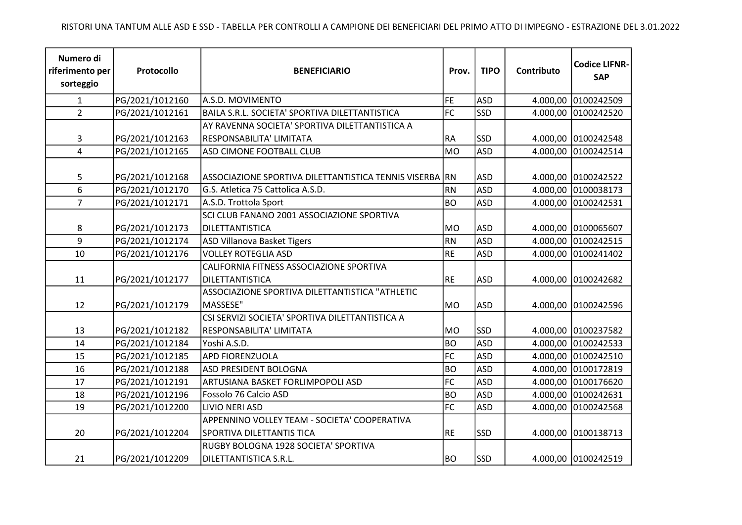RISTORI UNA TANTUM ALLE ASD E SSD - TABELLA PER CONTROLLI A CAMPIONE DEI BENEFICIARI DEL PRIMO ATTO DI IMPEGNO - ESTRAZIONE DEL 3.01.2022

| Numero di riferimento per sorteggio | Protocollo | BENEFICIARIO | Prov. | TIPO | Contributo | Codice LIFNR-SAP |
|---|---|---|---|---|---|---|
| 1 | PG/2021/1012160 | A.S.D. MOVIMENTO | FE | ASD | 4.000,00 | 0100242509 |
| 2 | PG/2021/1012161 | BAILA S.R.L. SOCIETA' SPORTIVA DILETTANTISTICA | FC | SSD | 4.000,00 | 0100242520 |
| 3 | PG/2021/1012163 | AY RAVENNA SOCIETA' SPORTIVA DILETTANTISTICA A RESPONSABILITA' LIMITATA | RA | SSD | 4.000,00 | 0100242548 |
| 4 | PG/2021/1012165 | ASD CIMONE FOOTBALL CLUB | MO | ASD | 4.000,00 | 0100242514 |
| 5 | PG/2021/1012168 | ASSOCIAZIONE SPORTIVA DILETTANTISTICA TENNIS VISERBA | RN | ASD | 4.000,00 | 0100242522 |
| 6 | PG/2021/1012170 | G.S. Atletica 75 Cattolica A.S.D. | RN | ASD | 4.000,00 | 0100038173 |
| 7 | PG/2021/1012171 | A.S.D. Trottola Sport | BO | ASD | 4.000,00 | 0100242531 |
| 8 | PG/2021/1012173 | SCI CLUB FANANO 2001 ASSOCIAZIONE SPORTIVA DILETTANTISTICA | MO | ASD | 4.000,00 | 0100065607 |
| 9 | PG/2021/1012174 | ASD Villanova Basket Tigers | RN | ASD | 4.000,00 | 0100242515 |
| 10 | PG/2021/1012176 | VOLLEY ROTEGLIA ASD | RE | ASD | 4.000,00 | 0100241402 |
| 11 | PG/2021/1012177 | CALIFORNIA FITNESS ASSOCIAZIONE SPORTIVA DILETTANTISTICA | RE | ASD | 4.000,00 | 0100242682 |
| 12 | PG/2021/1012179 | ASSOCIAZIONE SPORTIVA DILETTANTISTICA "ATHLETIC MASSESE" | MO | ASD | 4.000,00 | 0100242596 |
| 13 | PG/2021/1012182 | CSI SERVIZI SOCIETA' SPORTIVA DILETTANTISTICA A RESPONSABILITA' LIMITATA | MO | SSD | 4.000,00 | 0100237582 |
| 14 | PG/2021/1012184 | Yoshi A.S.D. | BO | ASD | 4.000,00 | 0100242533 |
| 15 | PG/2021/1012185 | APD FIORENZUOLA | FC | ASD | 4.000,00 | 0100242510 |
| 16 | PG/2021/1012188 | ASD PRESIDENT BOLOGNA | BO | ASD | 4.000,00 | 0100172819 |
| 17 | PG/2021/1012191 | ARTUSIANA BASKET FORLIMPOPOLI ASD | FC | ASD | 4.000,00 | 0100176620 |
| 18 | PG/2021/1012196 | Fossolo 76 Calcio ASD | BO | ASD | 4.000,00 | 0100242631 |
| 19 | PG/2021/1012200 | LIVIO NERI ASD | FC | ASD | 4.000,00 | 0100242568 |
| 20 | PG/2021/1012204 | APPENNINO VOLLEY TEAM - SOCIETA' COOPERATIVA SPORTIVA DILETTANTIS TICA | RE | SSD | 4.000,00 | 0100138713 |
| 21 | PG/2021/1012209 | RUGBY BOLOGNA 1928 SOCIETA' SPORTIVA DILETTANTISTICA S.R.L. | BO | SSD | 4.000,00 | 0100242519 |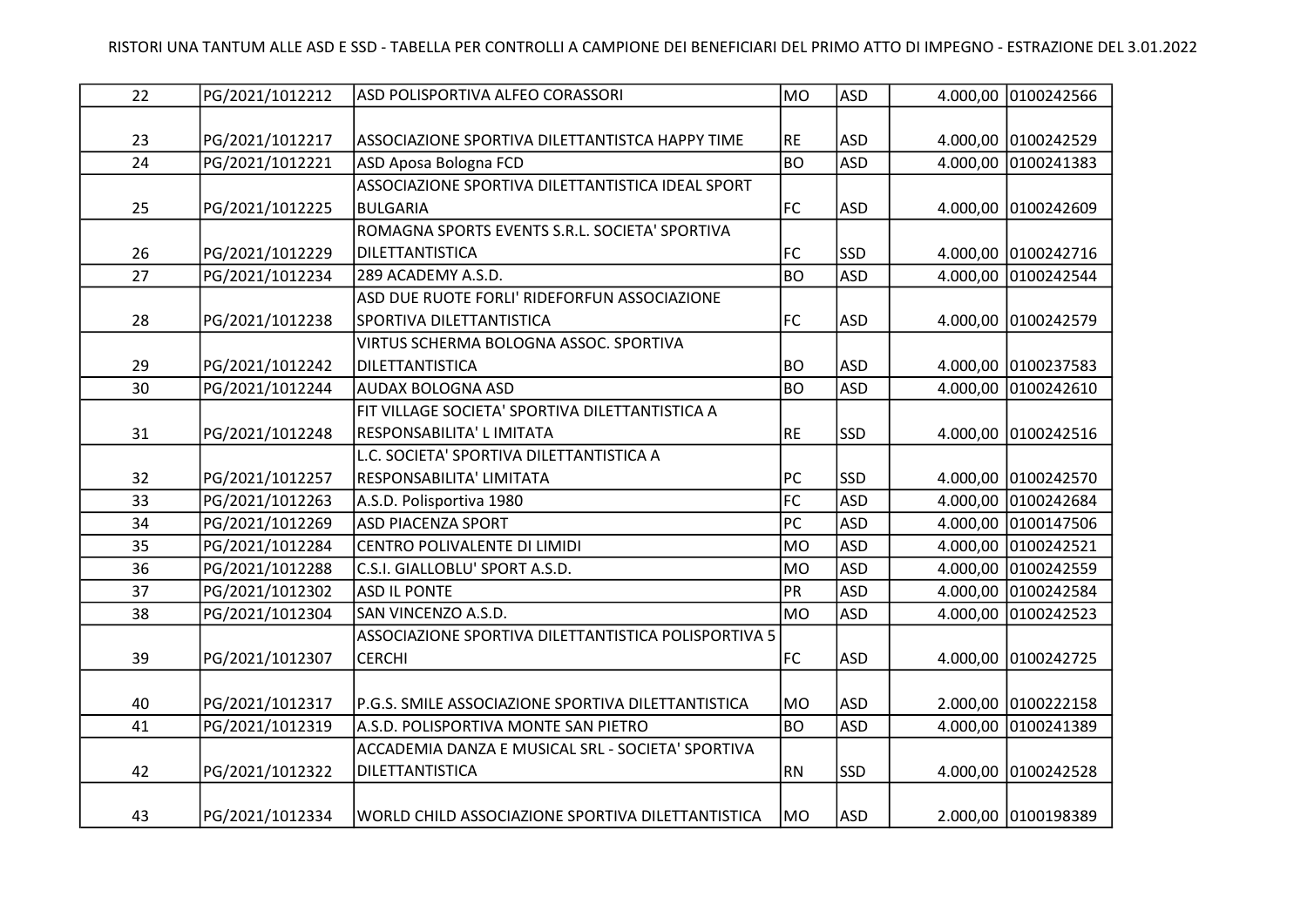| | | | | | | |
|---|---|---|---|---|---|---|
| 22 | PG/2021/1012212 | ASD POLISPORTIVA ALFEO CORASSORI | MO | ASD | 4.000,00 | 0100242566 |
| 23 | PG/2021/1012217 | ASSOCIAZIONE SPORTIVA DILETTANTISTCA HAPPY TIME | RE | ASD | 4.000,00 | 0100242529 |
| 24 | PG/2021/1012221 | ASD Aposa Bologna FCD | BO | ASD | 4.000,00 | 0100241383 |
| 25 | PG/2021/1012225 | ASSOCIAZIONE SPORTIVA DILETTANTISTICA IDEAL SPORT BULGARIA | FC | ASD | 4.000,00 | 0100242609 |
| 26 | PG/2021/1012229 | ROMAGNA SPORTS EVENTS S.R.L. SOCIETA' SPORTIVA DILETTANTISTICA | FC | SSD | 4.000,00 | 0100242716 |
| 27 | PG/2021/1012234 | 289 ACADEMY A.S.D. | BO | ASD | 4.000,00 | 0100242544 |
| 28 | PG/2021/1012238 | ASD DUE RUOTE FORLI' RIDEFORFUN ASSOCIAZIONE SPORTIVA DILETTANTISTICA | FC | ASD | 4.000,00 | 0100242579 |
| 29 | PG/2021/1012242 | VIRTUS SCHERMA BOLOGNA ASSOC. SPORTIVA DILETTANTISTICA | BO | ASD | 4.000,00 | 0100237583 |
| 30 | PG/2021/1012244 | AUDAX BOLOGNA ASD | BO | ASD | 4.000,00 | 0100242610 |
| 31 | PG/2021/1012248 | FIT VILLAGE SOCIETA' SPORTIVA DILETTANTISTICA A RESPONSABILITA' L IMITATA | RE | SSD | 4.000,00 | 0100242516 |
| 32 | PG/2021/1012257 | L.C. SOCIETA' SPORTIVA DILETTANTISTICA A RESPONSABILITA' LIMITATA | PC | SSD | 4.000,00 | 0100242570 |
| 33 | PG/2021/1012263 | A.S.D. Polisportiva 1980 | FC | ASD | 4.000,00 | 0100242684 |
| 34 | PG/2021/1012269 | ASD PIACENZA SPORT | PC | ASD | 4.000,00 | 0100147506 |
| 35 | PG/2021/1012284 | CENTRO POLIVALENTE DI LIMIDI | MO | ASD | 4.000,00 | 0100242521 |
| 36 | PG/2021/1012288 | C.S.I. GIALLOBLU' SPORT A.S.D. | MO | ASD | 4.000,00 | 0100242559 |
| 37 | PG/2021/1012302 | ASD IL PONTE | PR | ASD | 4.000,00 | 0100242584 |
| 38 | PG/2021/1012304 | SAN VINCENZO A.S.D. | MO | ASD | 4.000,00 | 0100242523 |
| 39 | PG/2021/1012307 | ASSOCIAZIONE SPORTIVA DILETTANTISTICA POLISPORTIVA 5 CERCHI | FC | ASD | 4.000,00 | 0100242725 |
| 40 | PG/2021/1012317 | P.G.S. SMILE ASSOCIAZIONE SPORTIVA DILETTANTISTICA | MO | ASD | 2.000,00 | 0100222158 |
| 41 | PG/2021/1012319 | A.S.D. POLISPORTIVA MONTE SAN PIETRO | BO | ASD | 4.000,00 | 0100241389 |
| 42 | PG/2021/1012322 | ACCADEMIA DANZA E MUSICAL SRL - SOCIETA' SPORTIVA DILETTANTISTICA | RN | SSD | 4.000,00 | 0100242528 |
| 43 | PG/2021/1012334 | WORLD CHILD ASSOCIAZIONE SPORTIVA DILETTANTISTICA | MO | ASD | 2.000,00 | 0100198389 |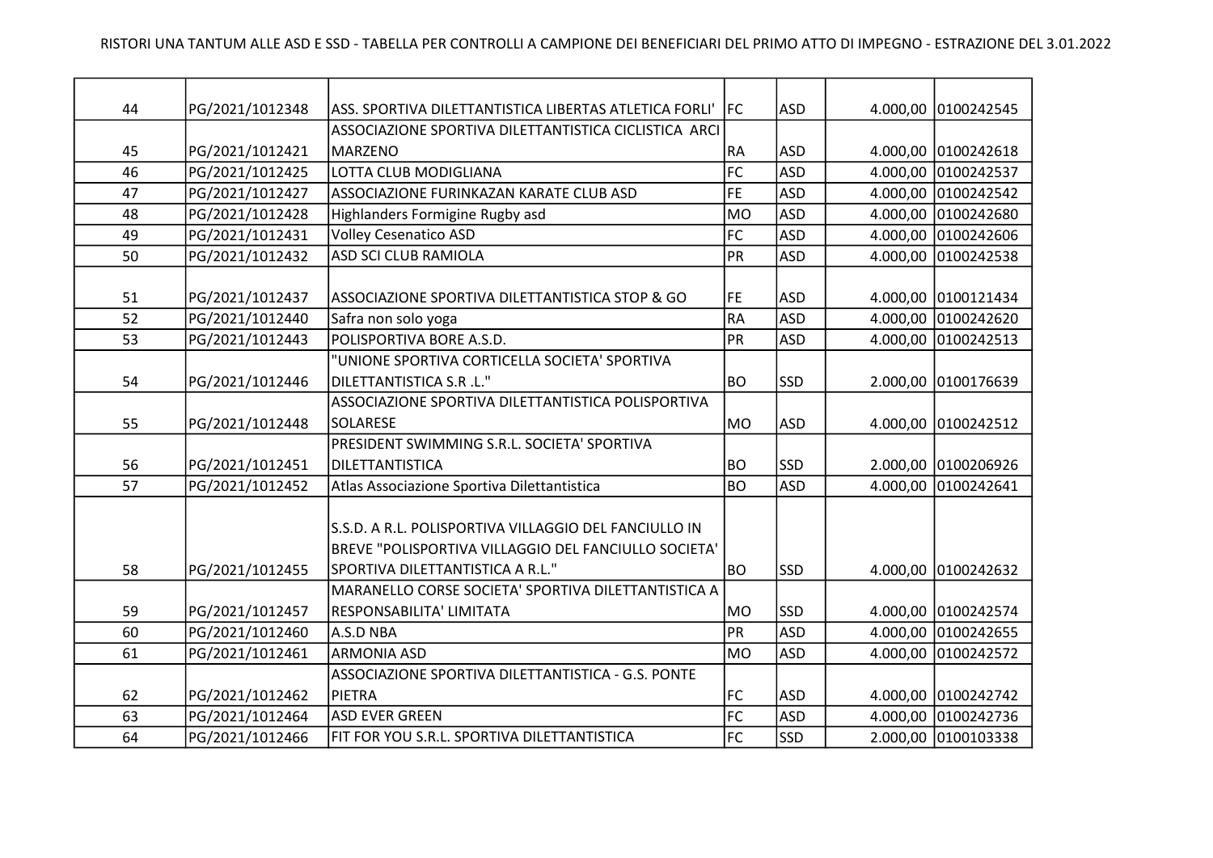| | | | | | | |
|---|---|---|---|---|---|---|
| 44 | PG/2021/1012348 | ASS. SPORTIVA DILETTANTISTICA LIBERTAS ATLETICA FORLI' | FC | ASD | 4.000,00 | 0100242545 |
| 45 | PG/2021/1012421 | ASSOCIAZIONE SPORTIVA DILETTANTISTICA CICLISTICA ARCI MARZENO | RA | ASD | 4.000,00 | 0100242618 |
| 46 | PG/2021/1012425 | LOTTA CLUB MODIGLIANA | FC | ASD | 4.000,00 | 0100242537 |
| 47 | PG/2021/1012427 | ASSOCIAZIONE FURINKAZAN KARATE CLUB ASD | FE | ASD | 4.000,00 | 0100242542 |
| 48 | PG/2021/1012428 | Highlanders Formigine Rugby asd | MO | ASD | 4.000,00 | 0100242680 |
| 49 | PG/2021/1012431 | Volley Cesenatico ASD | FC | ASD | 4.000,00 | 0100242606 |
| 50 | PG/2021/1012432 | ASD SCI CLUB RAMIOLA | PR | ASD | 4.000,00 | 0100242538 |
| 51 | PG/2021/1012437 | ASSOCIAZIONE SPORTIVA DILETTANTISTICA STOP & GO | FE | ASD | 4.000,00 | 0100121434 |
| 52 | PG/2021/1012440 | Safra non solo yoga | RA | ASD | 4.000,00 | 0100242620 |
| 53 | PG/2021/1012443 | POLISPORTIVA BORE A.S.D. | PR | ASD | 4.000,00 | 0100242513 |
| 54 | PG/2021/1012446 | "UNIONE SPORTIVA CORTICELLA SOCIETA' SPORTIVA DILETTANTISTICA S.R .L." | BO | SSD | 2.000,00 | 0100176639 |
| 55 | PG/2021/1012448 | ASSOCIAZIONE SPORTIVA DILETTANTISTICA POLISPORTIVA SOLARESE | MO | ASD | 4.000,00 | 0100242512 |
| 56 | PG/2021/1012451 | PRESIDENT SWIMMING S.R.L. SOCIETA' SPORTIVA DILETTANTISTICA | BO | SSD | 2.000,00 | 0100206926 |
| 57 | PG/2021/1012452 | Atlas Associazione Sportiva Dilettantistica | BO | ASD | 4.000,00 | 0100242641 |
| 58 | PG/2021/1012455 | S.S.D. A R.L. POLISPORTIVA VILLAGGIO DEL FANCIULLO IN BREVE "POLISPORTIVA VILLAGGIO DEL FANCIULLO SOCIETA' SPORTIVA DILETTANTISTICA A R.L." | BO | SSD | 4.000,00 | 0100242632 |
| 59 | PG/2021/1012457 | MARANELLO CORSE SOCIETA' SPORTIVA DILETTANTISTICA A RESPONSABILITA' LIMITATA | MO | SSD | 4.000,00 | 0100242574 |
| 60 | PG/2021/1012460 | A.S.D NBA | PR | ASD | 4.000,00 | 0100242655 |
| 61 | PG/2021/1012461 | ARMONIA ASD | MO | ASD | 4.000,00 | 0100242572 |
| 62 | PG/2021/1012462 | ASSOCIAZIONE SPORTIVA DILETTANTISTICA - G.S. PONTE PIETRA | FC | ASD | 4.000,00 | 0100242742 |
| 63 | PG/2021/1012464 | ASD EVER GREEN | FC | ASD | 4.000,00 | 0100242736 |
| 64 | PG/2021/1012466 | FIT FOR YOU S.R.L. SPORTIVA DILETTANTISTICA | FC | SSD | 2.000,00 | 0100103338 |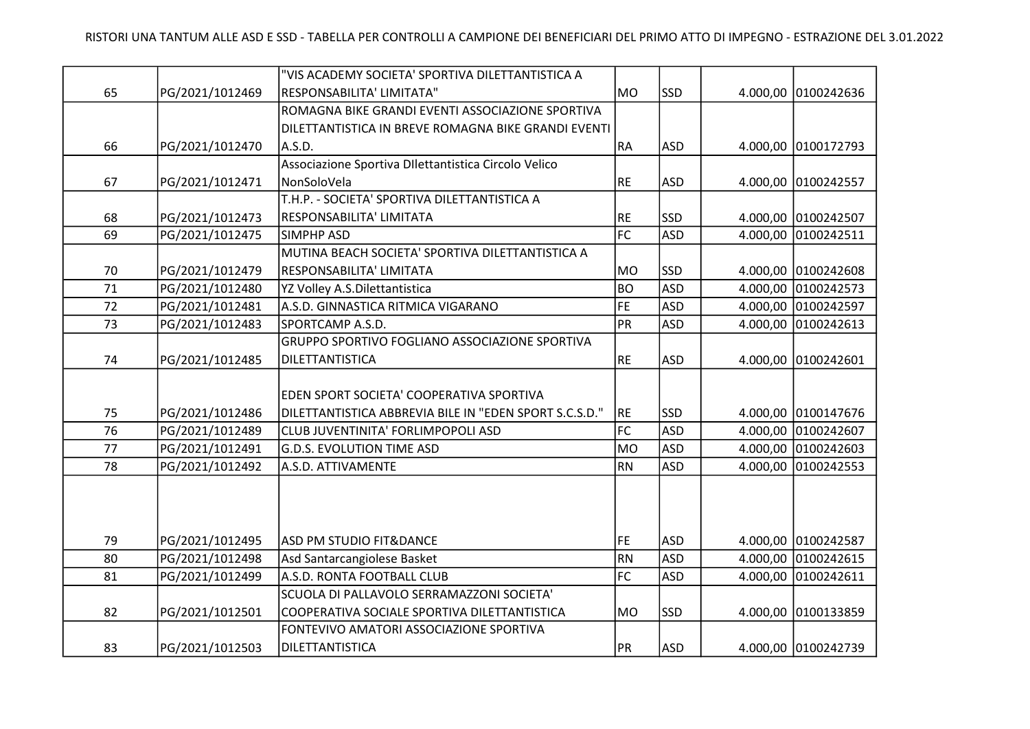| | | | | | | |
|---|---|---|---|---|---|---|
| 65 | PG/2021/1012469 | "VIS ACADEMY SOCIETA' SPORTIVA DILETTANTISTICA A RESPONSABILITA' LIMITATA" | MO | SSD | 4.000,00 | 0100242636 |
| 66 | PG/2021/1012470 | ROMAGNA BIKE GRANDI EVENTI ASSOCIAZIONE SPORTIVA DILETTANTISTICA IN BREVE ROMAGNA BIKE GRANDI EVENTI A.S.D. | RA | ASD | 4.000,00 | 0100172793 |
| 67 | PG/2021/1012471 | Associazione Sportiva DIlettantistica Circolo Velico NonSoloVela | RE | ASD | 4.000,00 | 0100242557 |
| 68 | PG/2021/1012473 | T.H.P. - SOCIETA' SPORTIVA DILETTANTISTICA A RESPONSABILITA' LIMITATA | RE | SSD | 4.000,00 | 0100242507 |
| 69 | PG/2021/1012475 | SIMPHP ASD | FC | ASD | 4.000,00 | 0100242511 |
| 70 | PG/2021/1012479 | MUTINA BEACH SOCIETA' SPORTIVA DILETTANTISTICA A RESPONSABILITA' LIMITATA | MO | SSD | 4.000,00 | 0100242608 |
| 71 | PG/2021/1012480 | YZ Volley A.S.Dilettantistica | BO | ASD | 4.000,00 | 0100242573 |
| 72 | PG/2021/1012481 | A.S.D. GINNASTICA RITMICA VIGARANO | FE | ASD | 4.000,00 | 0100242597 |
| 73 | PG/2021/1012483 | SPORTCAMP A.S.D. | PR | ASD | 4.000,00 | 0100242613 |
| 74 | PG/2021/1012485 | GRUPPO SPORTIVO FOGLIANO ASSOCIAZIONE SPORTIVA DILETTANTISTICA | RE | ASD | 4.000,00 | 0100242601 |
| 75 | PG/2021/1012486 | EDEN SPORT SOCIETA' COOPERATIVA SPORTIVA DILETTANTISTICA ABBREVIA BILE IN "EDEN SPORT S.C.S.D." | RE | SSD | 4.000,00 | 0100147676 |
| 76 | PG/2021/1012489 | CLUB JUVENTINITA' FORLIMPOPOLI ASD | FC | ASD | 4.000,00 | 0100242607 |
| 77 | PG/2021/1012491 | G.D.S. EVOLUTION TIME ASD | MO | ASD | 4.000,00 | 0100242603 |
| 78 | PG/2021/1012492 | A.S.D. ATTIVAMENTE | RN | ASD | 4.000,00 | 0100242553 |
| 79 | PG/2021/1012495 | ASD PM STUDIO FIT&DANCE | FE | ASD | 4.000,00 | 0100242587 |
| 80 | PG/2021/1012498 | Asd Santarcangiolese Basket | RN | ASD | 4.000,00 | 0100242615 |
| 81 | PG/2021/1012499 | A.S.D. RONTA FOOTBALL CLUB | FC | ASD | 4.000,00 | 0100242611 |
| 82 | PG/2021/1012501 | SCUOLA DI PALLAVOLO SERRAMAZZONI SOCIETA' COOPERATIVA SOCIALE SPORTIVA DILETTANTISTICA | MO | SSD | 4.000,00 | 0100133859 |
| 83 | PG/2021/1012503 | FONTEVIVO AMATORI ASSOCIAZIONE SPORTIVA DILETTANTISTICA | PR | ASD | 4.000,00 | 0100242739 |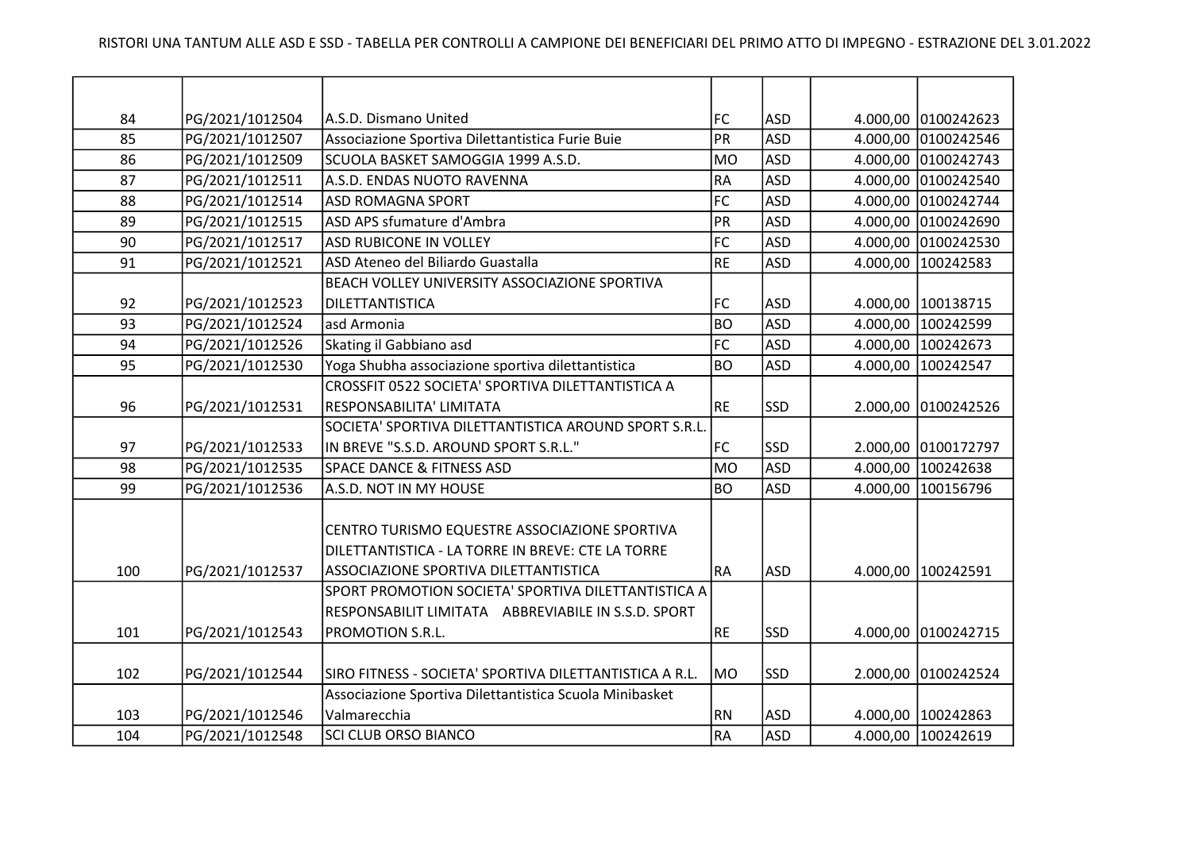RISTORI UNA TANTUM ALLE ASD E SSD - TABELLA PER CONTROLLI A CAMPIONE DEI BENEFICIARI DEL PRIMO ATTO DI IMPEGNO - ESTRAZIONE DEL 3.01.2022

| | | | | | | |
|---|---|---|---|---|---|---|
| 84 | PG/2021/1012504 | A.S.D. Dismano United | FC | ASD | 4.000,00 | 0100242623 |
| 85 | PG/2021/1012507 | Associazione Sportiva Dilettantistica Furie Buie | PR | ASD | 4.000,00 | 0100242546 |
| 86 | PG/2021/1012509 | SCUOLA BASKET SAMOGGIA 1999 A.S.D. | MO | ASD | 4.000,00 | 0100242743 |
| 87 | PG/2021/1012511 | A.S.D. ENDAS NUOTO RAVENNA | RA | ASD | 4.000,00 | 0100242540 |
| 88 | PG/2021/1012514 | ASD ROMAGNA SPORT | FC | ASD | 4.000,00 | 0100242744 |
| 89 | PG/2021/1012515 | ASD APS sfumature d'Ambra | PR | ASD | 4.000,00 | 0100242690 |
| 90 | PG/2021/1012517 | ASD RUBICONE IN VOLLEY | FC | ASD | 4.000,00 | 0100242530 |
| 91 | PG/2021/1012521 | ASD Ateneo del Biliardo Guastalla | RE | ASD | 4.000,00 | 100242583 |
| 92 | PG/2021/1012523 | BEACH VOLLEY UNIVERSITY ASSOCIAZIONE SPORTIVA DILETTANTISTICA | FC | ASD | 4.000,00 | 100138715 |
| 93 | PG/2021/1012524 | asd Armonia | BO | ASD | 4.000,00 | 100242599 |
| 94 | PG/2021/1012526 | Skating il Gabbiano asd | FC | ASD | 4.000,00 | 100242673 |
| 95 | PG/2021/1012530 | Yoga Shubha associazione sportiva dilettantistica | BO | ASD | 4.000,00 | 100242547 |
| 96 | PG/2021/1012531 | CROSSFIT 0522 SOCIETA' SPORTIVA DILETTANTISTICA A RESPONSABILITA' LIMITATA | RE | SSD | 2.000,00 | 0100242526 |
| 97 | PG/2021/1012533 | SOCIETA' SPORTIVA DILETTANTISTICA AROUND SPORT S.R.L. IN BREVE "S.S.D. AROUND SPORT S.R.L." | FC | SSD | 2.000,00 | 0100172797 |
| 98 | PG/2021/1012535 | SPACE DANCE & FITNESS ASD | MO | ASD | 4.000,00 | 100242638 |
| 99 | PG/2021/1012536 | A.S.D. NOT IN MY HOUSE | BO | ASD | 4.000,00 | 100156796 |
| 100 | PG/2021/1012537 | CENTRO TURISMO EQUESTRE ASSOCIAZIONE SPORTIVA DILETTANTISTICA - LA TORRE IN BREVE: CTE LA TORRE ASSOCIAZIONE SPORTIVA DILETTANTISTICA | RA | ASD | 4.000,00 | 100242591 |
| 101 | PG/2021/1012543 | SPORT PROMOTION SOCIETA' SPORTIVA DILETTANTISTICA A RESPONSABILIT LIMITATA ABBREVIABILE IN S.S.D. SPORT PROMOTION S.R.L. | RE | SSD | 4.000,00 | 0100242715 |
| 102 | PG/2021/1012544 | SIRO FITNESS - SOCIETA' SPORTIVA DILETTANTISTICA A R.L. | MO | SSD | 2.000,00 | 0100242524 |
| 103 | PG/2021/1012546 | Associazione Sportiva Dilettantistica Scuola Minibasket Valmarecchia | RN | ASD | 4.000,00 | 100242863 |
| 104 | PG/2021/1012548 | SCI CLUB ORSO BIANCO | RA | ASD | 4.000,00 | 100242619 |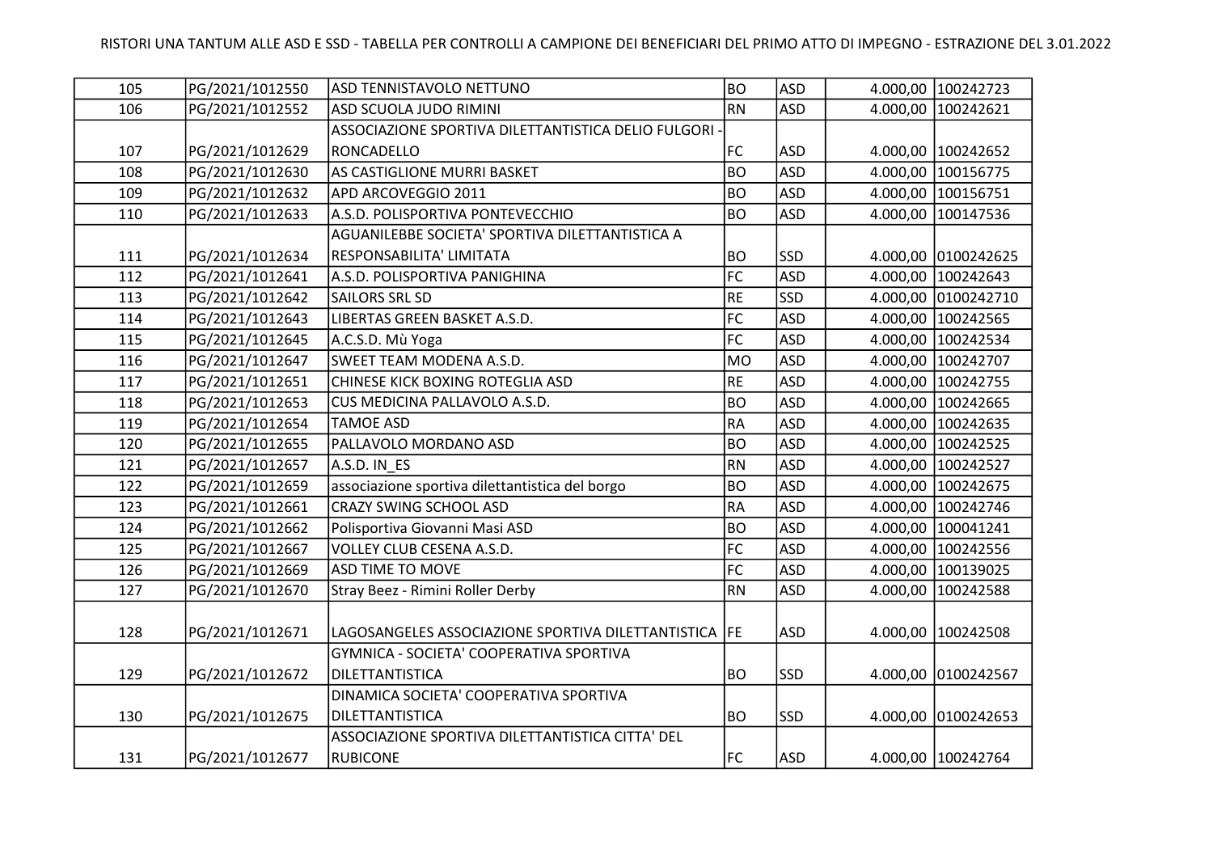| 105 | PG/2021/1012550 | ASD TENNISTAVOLO NETTUNO | BO | ASD | 4.000,00 | 100242723 |
|---|---|---|---|---|---|---|
| 106 | PG/2021/1012552 | ASD SCUOLA JUDO RIMINI | RN | ASD | 4.000,00 | 100242621 |
| 107 | PG/2021/1012629 | ASSOCIAZIONE SPORTIVA DILETTANTISTICA DELIO FULGORI - RONCADELLO | FC | ASD | 4.000,00 | 100242652 |
| 108 | PG/2021/1012630 | AS CASTIGLIONE MURRI BASKET | BO | ASD | 4.000,00 | 100156775 |
| 109 | PG/2021/1012632 | APD ARCOVEGGIO 2011 | BO | ASD | 4.000,00 | 100156751 |
| 110 | PG/2021/1012633 | A.S.D. POLISPORTIVA PONTEVECCHIO | BO | ASD | 4.000,00 | 100147536 |
| 111 | PG/2021/1012634 | AGUANILEBBE SOCIETA' SPORTIVA DILETTANTISTICA A RESPONSABILITA' LIMITATA | BO | SSD | 4.000,00 | 0100242625 |
| 112 | PG/2021/1012641 | A.S.D. POLISPORTIVA PANIGHINA | FC | ASD | 4.000,00 | 100242643 |
| 113 | PG/2021/1012642 | SAILORS SRL SD | RE | SSD | 4.000,00 | 0100242710 |
| 114 | PG/2021/1012643 | LIBERTAS GREEN BASKET A.S.D. | FC | ASD | 4.000,00 | 100242565 |
| 115 | PG/2021/1012645 | A.C.S.D. Mù Yoga | FC | ASD | 4.000,00 | 100242534 |
| 116 | PG/2021/1012647 | SWEET TEAM MODENA A.S.D. | MO | ASD | 4.000,00 | 100242707 |
| 117 | PG/2021/1012651 | CHINESE KICK BOXING ROTEGLIA ASD | RE | ASD | 4.000,00 | 100242755 |
| 118 | PG/2021/1012653 | CUS MEDICINA PALLAVOLO A.S.D. | BO | ASD | 4.000,00 | 100242665 |
| 119 | PG/2021/1012654 | TAMOE ASD | RA | ASD | 4.000,00 | 100242635 |
| 120 | PG/2021/1012655 | PALLAVOLO MORDANO ASD | BO | ASD | 4.000,00 | 100242525 |
| 121 | PG/2021/1012657 | A.S.D. IN_ES | RN | ASD | 4.000,00 | 100242527 |
| 122 | PG/2021/1012659 | associazione sportiva dilettantistica del borgo | BO | ASD | 4.000,00 | 100242675 |
| 123 | PG/2021/1012661 | CRAZY SWING SCHOOL ASD | RA | ASD | 4.000,00 | 100242746 |
| 124 | PG/2021/1012662 | Polisportiva Giovanni Masi ASD | BO | ASD | 4.000,00 | 100041241 |
| 125 | PG/2021/1012667 | VOLLEY CLUB CESENA A.S.D. | FC | ASD | 4.000,00 | 100242556 |
| 126 | PG/2021/1012669 | ASD TIME TO MOVE | FC | ASD | 4.000,00 | 100139025 |
| 127 | PG/2021/1012670 | Stray Beez - Rimini Roller Derby | RN | ASD | 4.000,00 | 100242588 |
| 128 | PG/2021/1012671 | LAGOSANGELES ASSOCIAZIONE SPORTIVA DILETTANTISTICA | FE | ASD | 4.000,00 | 100242508 |
| 129 | PG/2021/1012672 | GYMNICA - SOCIETA' COOPERATIVA SPORTIVA DILETTANTISTICA | BO | SSD | 4.000,00 | 0100242567 |
| 130 | PG/2021/1012675 | DINAMICA SOCIETA' COOPERATIVA SPORTIVA DILETTANTISTICA | BO | SSD | 4.000,00 | 0100242653 |
| 131 | PG/2021/1012677 | ASSOCIAZIONE SPORTIVA DILETTANTISTICA CITTA' DEL RUBICONE | FC | ASD | 4.000,00 | 100242764 |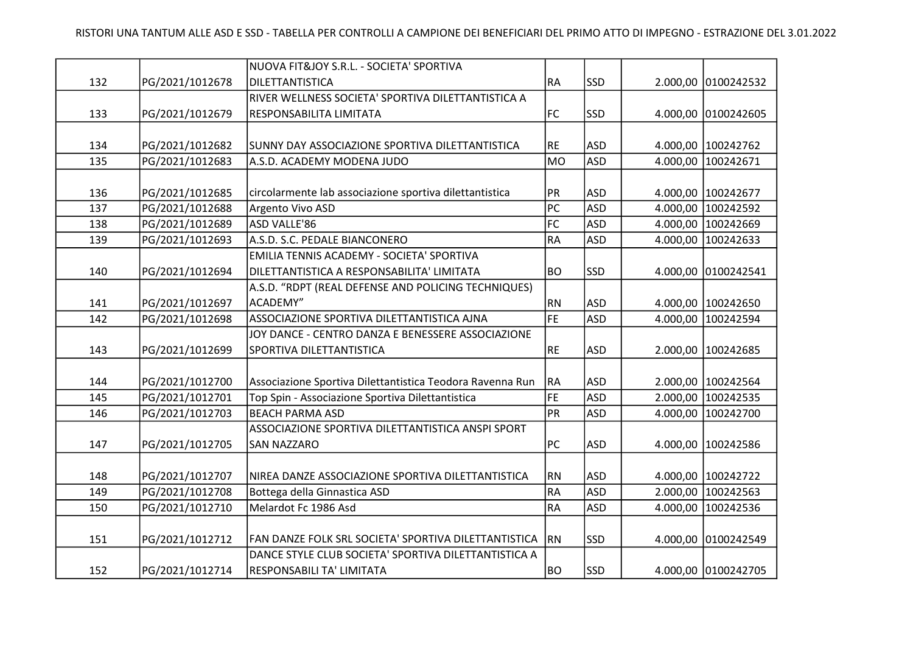| | | | | | | |
|---|---|---|---|---|---|---|
| 132 | PG/2021/1012678 | NUOVA FIT&JOY S.R.L. - SOCIETA' SPORTIVA DILETTANTISTICA | RA | SSD | 2.000,00 | 0100242532 |
| 133 | PG/2021/1012679 | RIVER WELLNESS SOCIETA' SPORTIVA DILETTANTISTICA A RESPONSABILITA LIMITATA | FC | SSD | 4.000,00 | 0100242605 |
| 134 | PG/2021/1012682 | SUNNY DAY ASSOCIAZIONE SPORTIVA DILETTANTISTICA | RE | ASD | 4.000,00 | 100242762 |
| 135 | PG/2021/1012683 | A.S.D. ACADEMY MODENA JUDO | MO | ASD | 4.000,00 | 100242671 |
| 136 | PG/2021/1012685 | circolarmente lab associazione sportiva dilettantistica | PR | ASD | 4.000,00 | 100242677 |
| 137 | PG/2021/1012688 | Argento Vivo ASD | PC | ASD | 4.000,00 | 100242592 |
| 138 | PG/2021/1012689 | ASD VALLE'86 | FC | ASD | 4.000,00 | 100242669 |
| 139 | PG/2021/1012693 | A.S.D. S.C. PEDALE BIANCONERO | RA | ASD | 4.000,00 | 100242633 |
| 140 | PG/2021/1012694 | EMILIA TENNIS ACADEMY - SOCIETA' SPORTIVA DILETTANTISTICA A RESPONSABILITA' LIMITATA | BO | SSD | 4.000,00 | 0100242541 |
| 141 | PG/2021/1012697 | A.S.D. “RDPT (REAL DEFENSE AND POLICING TECHNIQUES) ACADEMY” | RN | ASD | 4.000,00 | 100242650 |
| 142 | PG/2021/1012698 | ASSOCIAZIONE SPORTIVA DILETTANTISTICA AJNA | FE | ASD | 4.000,00 | 100242594 |
| 143 | PG/2021/1012699 | JOY DANCE - CENTRO DANZA E BENESSERE ASSOCIAZIONE SPORTIVA DILETTANTISTICA | RE | ASD | 2.000,00 | 100242685 |
| 144 | PG/2021/1012700 | Associazione Sportiva Dilettantistica Teodora Ravenna Run | RA | ASD | 2.000,00 | 100242564 |
| 145 | PG/2021/1012701 | Top Spin - Associazione Sportiva Dilettantistica | FE | ASD | 2.000,00 | 100242535 |
| 146 | PG/2021/1012703 | BEACH PARMA ASD | PR | ASD | 4.000,00 | 100242700 |
| 147 | PG/2021/1012705 | ASSOCIAZIONE SPORTIVA DILETTANTISTICA ANSPI SPORT SAN NAZZARO | PC | ASD | 4.000,00 | 100242586 |
| 148 | PG/2021/1012707 | NIREA DANZE ASSOCIAZIONE SPORTIVA DILETTANTISTICA | RN | ASD | 4.000,00 | 100242722 |
| 149 | PG/2021/1012708 | Bottega della Ginnastica ASD | RA | ASD | 2.000,00 | 100242563 |
| 150 | PG/2021/1012710 | Melardot Fc 1986 Asd | RA | ASD | 4.000,00 | 100242536 |
| 151 | PG/2021/1012712 | FAN DANZE FOLK SRL SOCIETA' SPORTIVA DILETTANTISTICA | RN | SSD | 4.000,00 | 0100242549 |
| 152 | PG/2021/1012714 | DANCE STYLE CLUB SOCIETA' SPORTIVA DILETTANTISTICA A RESPONSABILI TA' LIMITATA | BO | SSD | 4.000,00 | 0100242705 |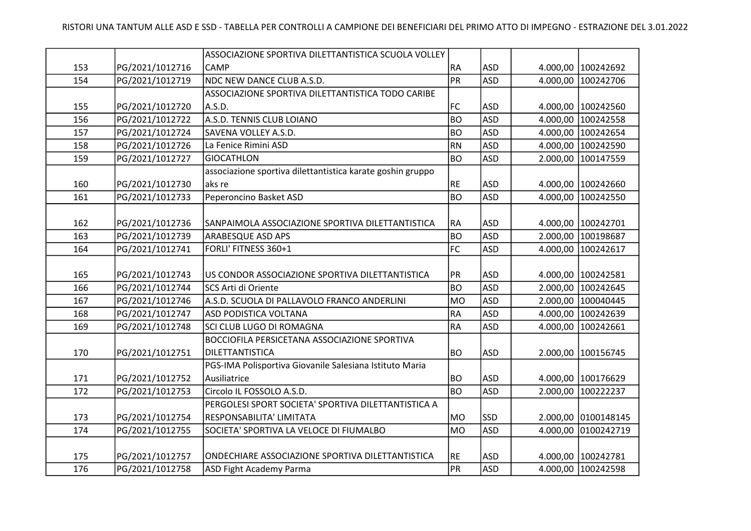RISTORI UNA TANTUM ALLE ASD E SSD - TABELLA PER CONTROLLI A CAMPIONE DEI BENEFICIARI DEL PRIMO ATTO DI IMPEGNO - ESTRAZIONE DEL 3.01.2022

| | | | | | | |
|---|---|---|---|---|---|---|
| 153 | PG/2021/1012716 | ASSOCIAZIONE SPORTIVA DILETTANTISTICA SCUOLA VOLLEY CAMP | RA | ASD | 4.000,00 | 100242692 |
| 154 | PG/2021/1012719 | NDC NEW DANCE CLUB A.S.D. | PR | ASD | 4.000,00 | 100242706 |
| 155 | PG/2021/1012720 | ASSOCIAZIONE SPORTIVA DILETTANTISTICA TODO CARIBE A.S.D. | FC | ASD | 4.000,00 | 100242560 |
| 156 | PG/2021/1012722 | A.S.D. TENNIS CLUB LOIANO | BO | ASD | 4.000,00 | 100242558 |
| 157 | PG/2021/1012724 | SAVENA VOLLEY A.S.D. | BO | ASD | 4.000,00 | 100242654 |
| 158 | PG/2021/1012726 | La Fenice Rimini ASD | RN | ASD | 4.000,00 | 100242590 |
| 159 | PG/2021/1012727 | GIOCATHLON | BO | ASD | 2.000,00 | 100147559 |
| 160 | PG/2021/1012730 | associazione sportiva dilettantistica karate goshin gruppo aks re | RE | ASD | 4.000,00 | 100242660 |
| 161 | PG/2021/1012733 | Peperoncino Basket ASD | BO | ASD | 4.000,00 | 100242550 |
| 162 | PG/2021/1012736 | SANPAIMOLA ASSOCIAZIONE SPORTIVA DILETTANTISTICA | RA | ASD | 4.000,00 | 100242701 |
| 163 | PG/2021/1012739 | ARABESQUE ASD APS | BO | ASD | 2.000,00 | 100198687 |
| 164 | PG/2021/1012741 | FORLI' FITNESS 360+1 | FC | ASD | 4.000,00 | 100242617 |
| 165 | PG/2021/1012743 | US CONDOR ASSOCIAZIONE SPORTIVA DILETTANTISTICA | PR | ASD | 4.000,00 | 100242581 |
| 166 | PG/2021/1012744 | SCS Arti di Oriente | BO | ASD | 2.000,00 | 100242645 |
| 167 | PG/2021/1012746 | A.S.D. SCUOLA DI PALLAVOLO FRANCO ANDERLINI | MO | ASD | 2.000,00 | 100040445 |
| 168 | PG/2021/1012747 | ASD PODISTICA VOLTANA | RA | ASD | 4.000,00 | 100242639 |
| 169 | PG/2021/1012748 | SCI CLUB LUGO DI ROMAGNA | RA | ASD | 4.000,00 | 100242661 |
| 170 | PG/2021/1012751 | BOCCIOFILA PERSICETANA ASSOCIAZIONE SPORTIVA DILETTANTISTICA | BO | ASD | 2.000,00 | 100156745 |
| 171 | PG/2021/1012752 | PGS-IMA Polisportiva Giovanile Salesiana Istituto Maria Ausiliatrice | BO | ASD | 4.000,00 | 100176629 |
| 172 | PG/2021/1012753 | Circolo IL FOSSOLO A.S.D. | BO | ASD | 2.000,00 | 100222237 |
| 173 | PG/2021/1012754 | PERGOLESI SPORT SOCIETA' SPORTIVA DILETTANTISTICA A RESPONSABILITA' LIMITATA | MO | SSD | 2.000,00 | 0100148145 |
| 174 | PG/2021/1012755 | SOCIETA' SPORTIVA LA VELOCE DI FIUMALBO | MO | ASD | 4.000,00 | 0100242719 |
| 175 | PG/2021/1012757 | ONDECHIARE ASSOCIAZIONE SPORTIVA DILETTANTISTICA | RE | ASD | 4.000,00 | 100242781 |
| 176 | PG/2021/1012758 | ASD Fight Academy Parma | PR | ASD | 4.000,00 | 100242598 |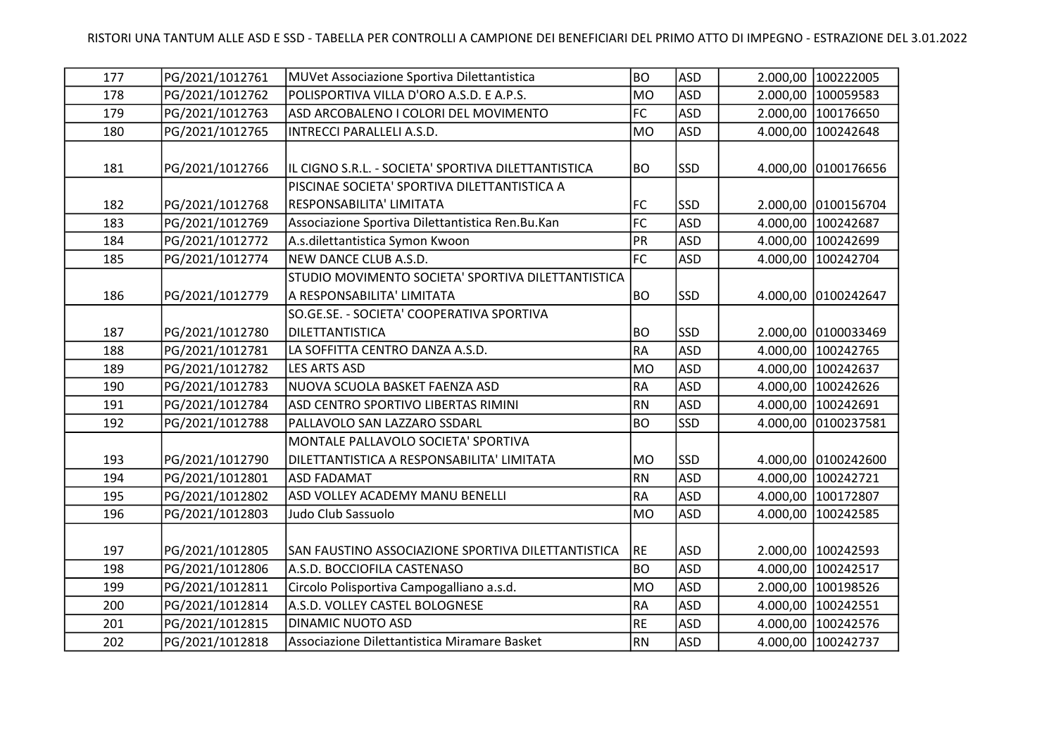| | | | | | | |
|---|---|---|---|---|---|---|
| 177 | PG/2021/1012761 | MUVet Associazione Sportiva Dilettantistica | BO | ASD | 2.000,00 | 100222005 |
| 178 | PG/2021/1012762 | POLISPORTIVA VILLA D'ORO A.S.D. E A.P.S. | MO | ASD | 2.000,00 | 100059583 |
| 179 | PG/2021/1012763 | ASD ARCOBALENO I COLORI DEL MOVIMENTO | FC | ASD | 2.000,00 | 100176650 |
| 180 | PG/2021/1012765 | INTRECCI PARALLELI A.S.D. | MO | ASD | 4.000,00 | 100242648 |
| 181 | PG/2021/1012766 | IL CIGNO S.R.L. - SOCIETA' SPORTIVA DILETTANTISTICA | BO | SSD | 4.000,00 | 0100176656 |
| 182 | PG/2021/1012768 | PISCINAE SOCIETA' SPORTIVA DILETTANTISTICA A RESPONSABILITA' LIMITATA | FC | SSD | 2.000,00 | 0100156704 |
| 183 | PG/2021/1012769 | Associazione Sportiva Dilettantistica Ren.Bu.Kan | FC | ASD | 4.000,00 | 100242687 |
| 184 | PG/2021/1012772 | A.s.dilettantistica Symon Kwoon | PR | ASD | 4.000,00 | 100242699 |
| 185 | PG/2021/1012774 | NEW DANCE CLUB A.S.D. | FC | ASD | 4.000,00 | 100242704 |
| 186 | PG/2021/1012779 | STUDIO MOVIMENTO SOCIETA' SPORTIVA DILETTANTISTICA A RESPONSABILITA' LIMITATA | BO | SSD | 4.000,00 | 0100242647 |
| 187 | PG/2021/1012780 | SO.GE.SE. - SOCIETA' COOPERATIVA SPORTIVA DILETTANTISTICA | BO | SSD | 2.000,00 | 0100033469 |
| 188 | PG/2021/1012781 | LA SOFFITTA CENTRO DANZA A.S.D. | RA | ASD | 4.000,00 | 100242765 |
| 189 | PG/2021/1012782 | LES ARTS ASD | MO | ASD | 4.000,00 | 100242637 |
| 190 | PG/2021/1012783 | NUOVA SCUOLA BASKET FAENZA ASD | RA | ASD | 4.000,00 | 100242626 |
| 191 | PG/2021/1012784 | ASD CENTRO SPORTIVO LIBERTAS RIMINI | RN | ASD | 4.000,00 | 100242691 |
| 192 | PG/2021/1012788 | PALLAVOLO SAN LAZZARO SSDARL | BO | SSD | 4.000,00 | 0100237581 |
| 193 | PG/2021/1012790 | MONTALE PALLAVOLO SOCIETA' SPORTIVA DILETTANTISTICA A RESPONSABILITA' LIMITATA | MO | SSD | 4.000,00 | 0100242600 |
| 194 | PG/2021/1012801 | ASD FADAMAT | RN | ASD | 4.000,00 | 100242721 |
| 195 | PG/2021/1012802 | ASD VOLLEY ACADEMY MANU BENELLI | RA | ASD | 4.000,00 | 100172807 |
| 196 | PG/2021/1012803 | Judo Club Sassuolo | MO | ASD | 4.000,00 | 100242585 |
| 197 | PG/2021/1012805 | SAN FAUSTINO ASSOCIAZIONE SPORTIVA DILETTANTISTICA | RE | ASD | 2.000,00 | 100242593 |
| 198 | PG/2021/1012806 | A.S.D. BOCCIOFILA CASTENASO | BO | ASD | 4.000,00 | 100242517 |
| 199 | PG/2021/1012811 | Circolo Polisportiva Campogalliano a.s.d. | MO | ASD | 2.000,00 | 100198526 |
| 200 | PG/2021/1012814 | A.S.D. VOLLEY CASTEL BOLOGNESE | RA | ASD | 4.000,00 | 100242551 |
| 201 | PG/2021/1012815 | DINAMIC NUOTO ASD | RE | ASD | 4.000,00 | 100242576 |
| 202 | PG/2021/1012818 | Associazione Dilettantistica Miramare Basket | RN | ASD | 4.000,00 | 100242737 |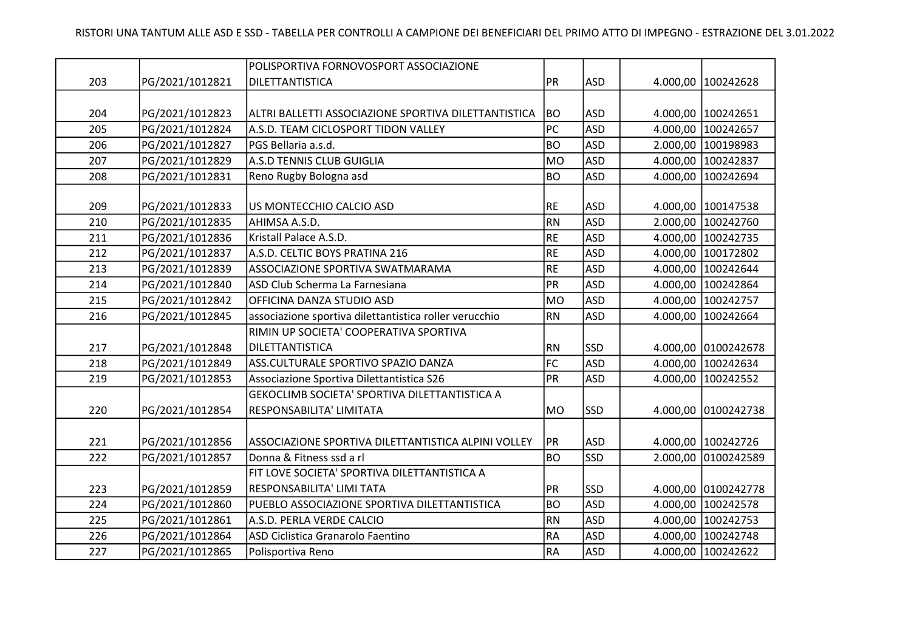RISTORI UNA TANTUM ALLE ASD E SSD - TABELLA PER CONTROLLI A CAMPIONE DEI BENEFICIARI DEL PRIMO ATTO DI IMPEGNO - ESTRAZIONE DEL 3.01.2022

| | | | | | | |
|---|---|---|---|---|---|---|
| 203 | PG/2021/1012821 | POLISPORTIVA FORNOVOSPORT ASSOCIAZIONE DILETTANTISTICA | PR | ASD | 4.000,00 | 100242628 |
| 204 | PG/2021/1012823 | ALTRI BALLETTI ASSOCIAZIONE SPORTIVA DILETTANTISTICA | BO | ASD | 4.000,00 | 100242651 |
| 205 | PG/2021/1012824 | A.S.D. TEAM CICLOSPORT TIDON VALLEY | PC | ASD | 4.000,00 | 100242657 |
| 206 | PG/2021/1012827 | PGS Bellaria a.s.d. | BO | ASD | 2.000,00 | 100198983 |
| 207 | PG/2021/1012829 | A.S.D TENNIS CLUB GUIGLIA | MO | ASD | 4.000,00 | 100242837 |
| 208 | PG/2021/1012831 | Reno Rugby Bologna asd | BO | ASD | 4.000,00 | 100242694 |
| 209 | PG/2021/1012833 | US MONTECCHIO CALCIO ASD | RE | ASD | 4.000,00 | 100147538 |
| 210 | PG/2021/1012835 | AHIMSA A.S.D. | RN | ASD | 2.000,00 | 100242760 |
| 211 | PG/2021/1012836 | Kristall Palace A.S.D. | RE | ASD | 4.000,00 | 100242735 |
| 212 | PG/2021/1012837 | A.S.D. CELTIC BOYS PRATINA 216 | RE | ASD | 4.000,00 | 100172802 |
| 213 | PG/2021/1012839 | ASSOCIAZIONE SPORTIVA SWATMARAMA | RE | ASD | 4.000,00 | 100242644 |
| 214 | PG/2021/1012840 | ASD Club Scherma La Farnesiana | PR | ASD | 4.000,00 | 100242864 |
| 215 | PG/2021/1012842 | OFFICINA DANZA STUDIO ASD | MO | ASD | 4.000,00 | 100242757 |
| 216 | PG/2021/1012845 | associazione sportiva dilettantistica roller verucchio | RN | ASD | 4.000,00 | 100242664 |
| 217 | PG/2021/1012848 | RIMIN UP SOCIETA' COOPERATIVA SPORTIVA DILETTANTISTICA | RN | SSD | 4.000,00 | 0100242678 |
| 218 | PG/2021/1012849 | ASS.CULTURALE SPORTIVO SPAZIO DANZA | FC | ASD | 4.000,00 | 100242634 |
| 219 | PG/2021/1012853 | Associazione Sportiva Dilettantistica S26 | PR | ASD | 4.000,00 | 100242552 |
| 220 | PG/2021/1012854 | GEKOCLIMB SOCIETA' SPORTIVA DILETTANTISTICA A RESPONSABILITA' LIMITATA | MO | SSD | 4.000,00 | 0100242738 |
| 221 | PG/2021/1012856 | ASSOCIAZIONE SPORTIVA DILETTANTISTICA ALPINI VOLLEY | PR | ASD | 4.000,00 | 100242726 |
| 222 | PG/2021/1012857 | Donna & Fitness ssd a rl | BO | SSD | 2.000,00 | 0100242589 |
| 223 | PG/2021/1012859 | FIT LOVE SOCIETA' SPORTIVA DILETTANTISTICA A RESPONSABILITA' LIMI TATA | PR | SSD | 4.000,00 | 0100242778 |
| 224 | PG/2021/1012860 | PUEBLO ASSOCIAZIONE SPORTIVA DILETTANTISTICA | BO | ASD | 4.000,00 | 100242578 |
| 225 | PG/2021/1012861 | A.S.D. PERLA VERDE CALCIO | RN | ASD | 4.000,00 | 100242753 |
| 226 | PG/2021/1012864 | ASD Ciclistica Granarolo Faentino | RA | ASD | 4.000,00 | 100242748 |
| 227 | PG/2021/1012865 | Polisportiva Reno | RA | ASD | 4.000,00 | 100242622 |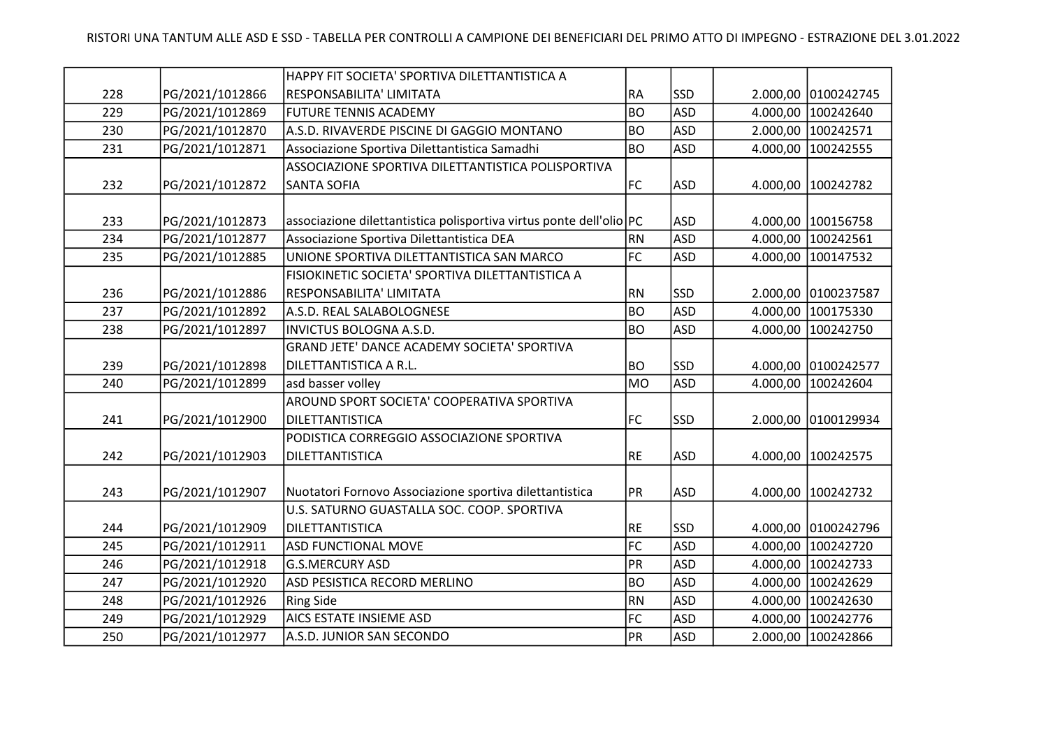| | | | | | | |
|---|---|---|---|---|---|---|
| 228 | PG/2021/1012866 | HAPPY FIT SOCIETA' SPORTIVA DILETTANTISTICA A RESPONSABILITA' LIMITATA | RA | SSD | 2.000,00 | 0100242745 |
| 229 | PG/2021/1012869 | FUTURE TENNIS ACADEMY | BO | ASD | 4.000,00 | 100242640 |
| 230 | PG/2021/1012870 | A.S.D. RIVAVERDE PISCINE DI GAGGIO MONTANO | BO | ASD | 2.000,00 | 100242571 |
| 231 | PG/2021/1012871 | Associazione Sportiva Dilettantistica Samadhi | BO | ASD | 4.000,00 | 100242555 |
| 232 | PG/2021/1012872 | ASSOCIAZIONE SPORTIVA DILETTANTISTICA POLISPORTIVA SANTA SOFIA | FC | ASD | 4.000,00 | 100242782 |
| 233 | PG/2021/1012873 | associazione dilettantistica polisportiva virtus ponte dell'olio | PC | ASD | 4.000,00 | 100156758 |
| 234 | PG/2021/1012877 | Associazione Sportiva Dilettantistica DEA | RN | ASD | 4.000,00 | 100242561 |
| 235 | PG/2021/1012885 | UNIONE SPORTIVA DILETTANTISTICA SAN MARCO | FC | ASD | 4.000,00 | 100147532 |
| 236 | PG/2021/1012886 | FISIOKINETIC SOCIETA' SPORTIVA DILETTANTISTICA A RESPONSABILITA' LIMITATA | RN | SSD | 2.000,00 | 0100237587 |
| 237 | PG/2021/1012892 | A.S.D. REAL SALABOLOGNESE | BO | ASD | 4.000,00 | 100175330 |
| 238 | PG/2021/1012897 | INVICTUS BOLOGNA A.S.D. | BO | ASD | 4.000,00 | 100242750 |
| 239 | PG/2021/1012898 | GRAND JETE' DANCE ACADEMY SOCIETA' SPORTIVA DILETTANTISTICA A R.L. | BO | SSD | 4.000,00 | 0100242577 |
| 240 | PG/2021/1012899 | asd basser volley | MO | ASD | 4.000,00 | 100242604 |
| 241 | PG/2021/1012900 | AROUND SPORT SOCIETA' COOPERATIVA SPORTIVA DILETTANTISTICA | FC | SSD | 2.000,00 | 0100129934 |
| 242 | PG/2021/1012903 | PODISTICA CORREGGIO ASSOCIAZIONE SPORTIVA DILETTANTISTICA | RE | ASD | 4.000,00 | 100242575 |
| 243 | PG/2021/1012907 | Nuotatori Fornovo Associazione sportiva dilettantistica | PR | ASD | 4.000,00 | 100242732 |
| 244 | PG/2021/1012909 | U.S. SATURNO GUASTALLA SOC. COOP. SPORTIVA DILETTANTISTICA | RE | SSD | 4.000,00 | 0100242796 |
| 245 | PG/2021/1012911 | ASD FUNCTIONAL MOVE | FC | ASD | 4.000,00 | 100242720 |
| 246 | PG/2021/1012918 | G.S.MERCURY ASD | PR | ASD | 4.000,00 | 100242733 |
| 247 | PG/2021/1012920 | ASD PESISTICA RECORD MERLINO | BO | ASD | 4.000,00 | 100242629 |
| 248 | PG/2021/1012926 | Ring Side | RN | ASD | 4.000,00 | 100242630 |
| 249 | PG/2021/1012929 | AICS ESTATE INSIEME ASD | FC | ASD | 4.000,00 | 100242776 |
| 250 | PG/2021/1012977 | A.S.D. JUNIOR SAN SECONDO | PR | ASD | 2.000,00 | 100242866 |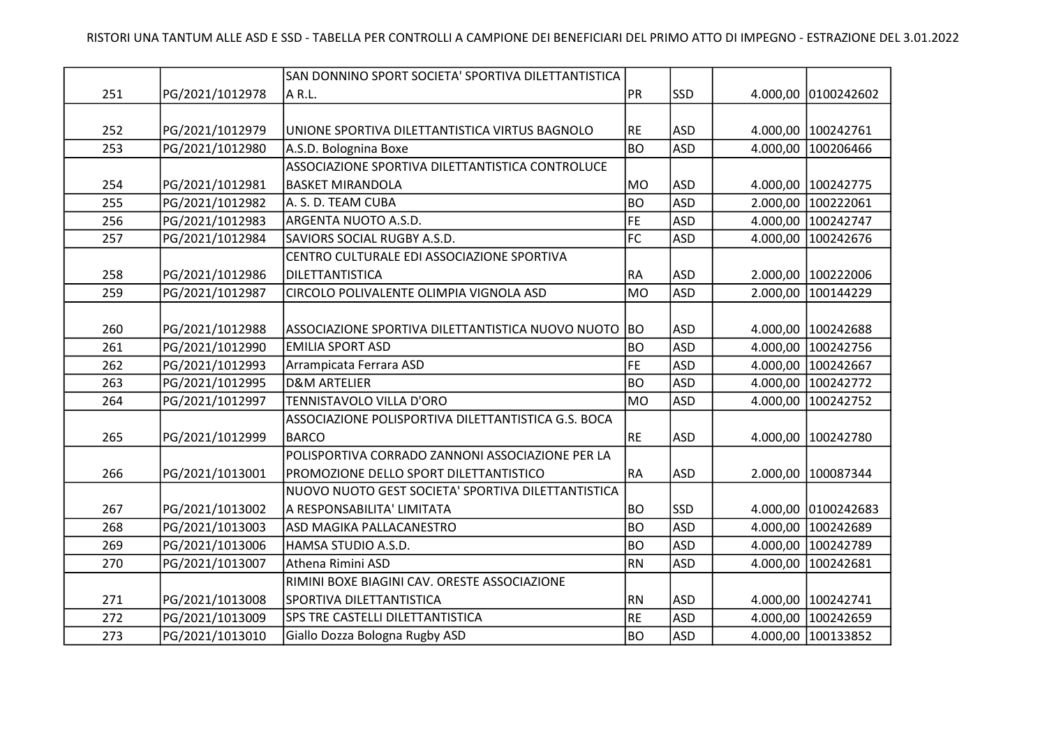RISTORI UNA TANTUM ALLE ASD E SSD - TABELLA PER CONTROLLI A CAMPIONE DEI BENEFICIARI DEL PRIMO ATTO DI IMPEGNO - ESTRAZIONE DEL 3.01.2022

| | | | | | | |
|---|---|---|---|---|---|---|
| 251 | PG/2021/1012978 | SAN DONNINO SPORT SOCIETA' SPORTIVA DILETTANTISTICA A R.L. | PR | SSD | 4.000,00 | 0100242602 |
| 252 | PG/2021/1012979 | UNIONE SPORTIVA DILETTANTISTICA VIRTUS BAGNOLO | RE | ASD | 4.000,00 | 100242761 |
| 253 | PG/2021/1012980 | A.S.D. Bolognina Boxe | BO | ASD | 4.000,00 | 100206466 |
| 254 | PG/2021/1012981 | ASSOCIAZIONE SPORTIVA DILETTANTISTICA CONTROLUCE BASKET MIRANDOLA | MO | ASD | 4.000,00 | 100242775 |
| 255 | PG/2021/1012982 | A. S. D. TEAM CUBA | BO | ASD | 2.000,00 | 100222061 |
| 256 | PG/2021/1012983 | ARGENTA NUOTO A.S.D. | FE | ASD | 4.000,00 | 100242747 |
| 257 | PG/2021/1012984 | SAVIORS SOCIAL RUGBY A.S.D. | FC | ASD | 4.000,00 | 100242676 |
| 258 | PG/2021/1012986 | CENTRO CULTURALE EDI ASSOCIAZIONE SPORTIVA DILETTANTISTICA | RA | ASD | 2.000,00 | 100222006 |
| 259 | PG/2021/1012987 | CIRCOLO POLIVALENTE OLIMPIA VIGNOLA ASD | MO | ASD | 2.000,00 | 100144229 |
| 260 | PG/2021/1012988 | ASSOCIAZIONE SPORTIVA DILETTANTISTICA NUOVO NUOTO | BO | ASD | 4.000,00 | 100242688 |
| 261 | PG/2021/1012990 | EMILIA SPORT ASD | BO | ASD | 4.000,00 | 100242756 |
| 262 | PG/2021/1012993 | Arrampicata Ferrara ASD | FE | ASD | 4.000,00 | 100242667 |
| 263 | PG/2021/1012995 | D&M ARTELIER | BO | ASD | 4.000,00 | 100242772 |
| 264 | PG/2021/1012997 | TENNISTAVOLO VILLA D'ORO | MO | ASD | 4.000,00 | 100242752 |
| 265 | PG/2021/1012999 | ASSOCIAZIONE POLISPORTIVA DILETTANTISTICA G.S. BOCA BARCO | RE | ASD | 4.000,00 | 100242780 |
| 266 | PG/2021/1013001 | POLISPORTIVA CORRADO ZANNONI ASSOCIAZIONE PER LA PROMOZIONE DELLO SPORT DILETTANTISTICO | RA | ASD | 2.000,00 | 100087344 |
| 267 | PG/2021/1013002 | NUOVO NUOTO GEST SOCIETA' SPORTIVA DILETTANTISTICA A RESPONSABILITA' LIMITATA | BO | SSD | 4.000,00 | 0100242683 |
| 268 | PG/2021/1013003 | ASD MAGIKA PALLACANESTRO | BO | ASD | 4.000,00 | 100242689 |
| 269 | PG/2021/1013006 | HAMSA STUDIO A.S.D. | BO | ASD | 4.000,00 | 100242789 |
| 270 | PG/2021/1013007 | Athena Rimini ASD | RN | ASD | 4.000,00 | 100242681 |
| 271 | PG/2021/1013008 | RIMINI BOXE BIAGINI CAV. ORESTE ASSOCIAZIONE SPORTIVA DILETTANTISTICA | RN | ASD | 4.000,00 | 100242741 |
| 272 | PG/2021/1013009 | SPS TRE CASTELLI DILETTANTISTICA | RE | ASD | 4.000,00 | 100242659 |
| 273 | PG/2021/1013010 | Giallo Dozza Bologna Rugby ASD | BO | ASD | 4.000,00 | 100133852 |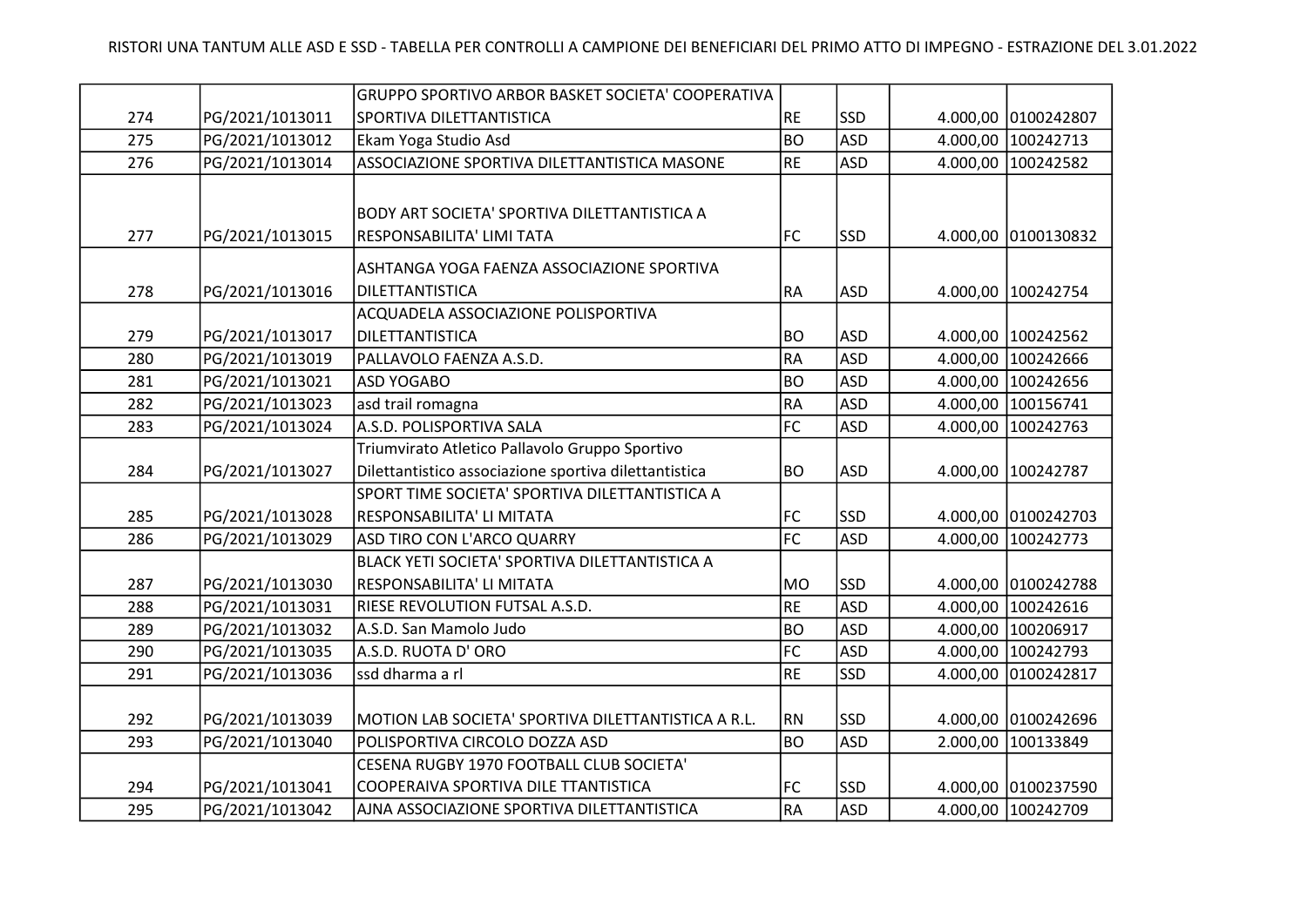RISTORI UNA TANTUM ALLE ASD E SSD - TABELLA PER CONTROLLI A CAMPIONE DEI BENEFICIARI DEL PRIMO ATTO DI IMPEGNO - ESTRAZIONE DEL 3.01.2022

| | | | | | | |
|---|---|---|---|---|---|---|
| 274 | PG/2021/1013011 | GRUPPO SPORTIVO ARBOR BASKET SOCIETA' COOPERATIVA SPORTIVA DILETTANTISTICA | RE | SSD | 4.000,00 | 0100242807 |
| 275 | PG/2021/1013012 | Ekam Yoga Studio Asd | BO | ASD | 4.000,00 | 100242713 |
| 276 | PG/2021/1013014 | ASSOCIAZIONE SPORTIVA DILETTANTISTICA MASONE | RE | ASD | 4.000,00 | 100242582 |
| 277 | PG/2021/1013015 | BODY ART SOCIETA' SPORTIVA DILETTANTISTICA A RESPONSABILITA' LIMI TATA | FC | SSD | 4.000,00 | 0100130832 |
| 278 | PG/2021/1013016 | ASHTANGA YOGA FAENZA ASSOCIAZIONE SPORTIVA DILETTANTISTICA | RA | ASD | 4.000,00 | 100242754 |
| 279 | PG/2021/1013017 | ACQUADELA ASSOCIAZIONE POLISPORTIVA DILETTANTISTICA | BO | ASD | 4.000,00 | 100242562 |
| 280 | PG/2021/1013019 | PALLAVOLO FAENZA A.S.D. | RA | ASD | 4.000,00 | 100242666 |
| 281 | PG/2021/1013021 | ASD YOGABO | BO | ASD | 4.000,00 | 100242656 |
| 282 | PG/2021/1013023 | asd trail romagna | RA | ASD | 4.000,00 | 100156741 |
| 283 | PG/2021/1013024 | A.S.D. POLISPORTIVA SALA | FC | ASD | 4.000,00 | 100242763 |
| 284 | PG/2021/1013027 | Triumvirato Atletico Pallavolo Gruppo Sportivo Dilettantistico associazione sportiva dilettantistica | BO | ASD | 4.000,00 | 100242787 |
| 285 | PG/2021/1013028 | SPORT TIME SOCIETA' SPORTIVA DILETTANTISTICA A RESPONSABILITA' LI MITATA | FC | SSD | 4.000,00 | 0100242703 |
| 286 | PG/2021/1013029 | ASD TIRO CON L'ARCO QUARRY | FC | ASD | 4.000,00 | 100242773 |
| 287 | PG/2021/1013030 | BLACK YETI SOCIETA' SPORTIVA DILETTANTISTICA A RESPONSABILITA' LI MITATA | MO | SSD | 4.000,00 | 0100242788 |
| 288 | PG/2021/1013031 | RIESE REVOLUTION FUTSAL A.S.D. | RE | ASD | 4.000,00 | 100242616 |
| 289 | PG/2021/1013032 | A.S.D. San Mamolo Judo | BO | ASD | 4.000,00 | 100206917 |
| 290 | PG/2021/1013035 | A.S.D. RUOTA D' ORO | FC | ASD | 4.000,00 | 100242793 |
| 291 | PG/2021/1013036 | ssd dharma a rl | RE | SSD | 4.000,00 | 0100242817 |
| 292 | PG/2021/1013039 | MOTION LAB SOCIETA' SPORTIVA DILETTANTISTICA A R.L. | RN | SSD | 4.000,00 | 0100242696 |
| 293 | PG/2021/1013040 | POLISPORTIVA CIRCOLO DOZZA ASD | BO | ASD | 2.000,00 | 100133849 |
| 294 | PG/2021/1013041 | CESENA RUGBY 1970 FOOTBALL CLUB SOCIETA' COOPERAIVA SPORTIVA DILE TTANTISTICA | FC | SSD | 4.000,00 | 0100237590 |
| 295 | PG/2021/1013042 | AJNA ASSOCIAZIONE SPORTIVA DILETTANTISTICA | RA | ASD | 4.000,00 | 100242709 |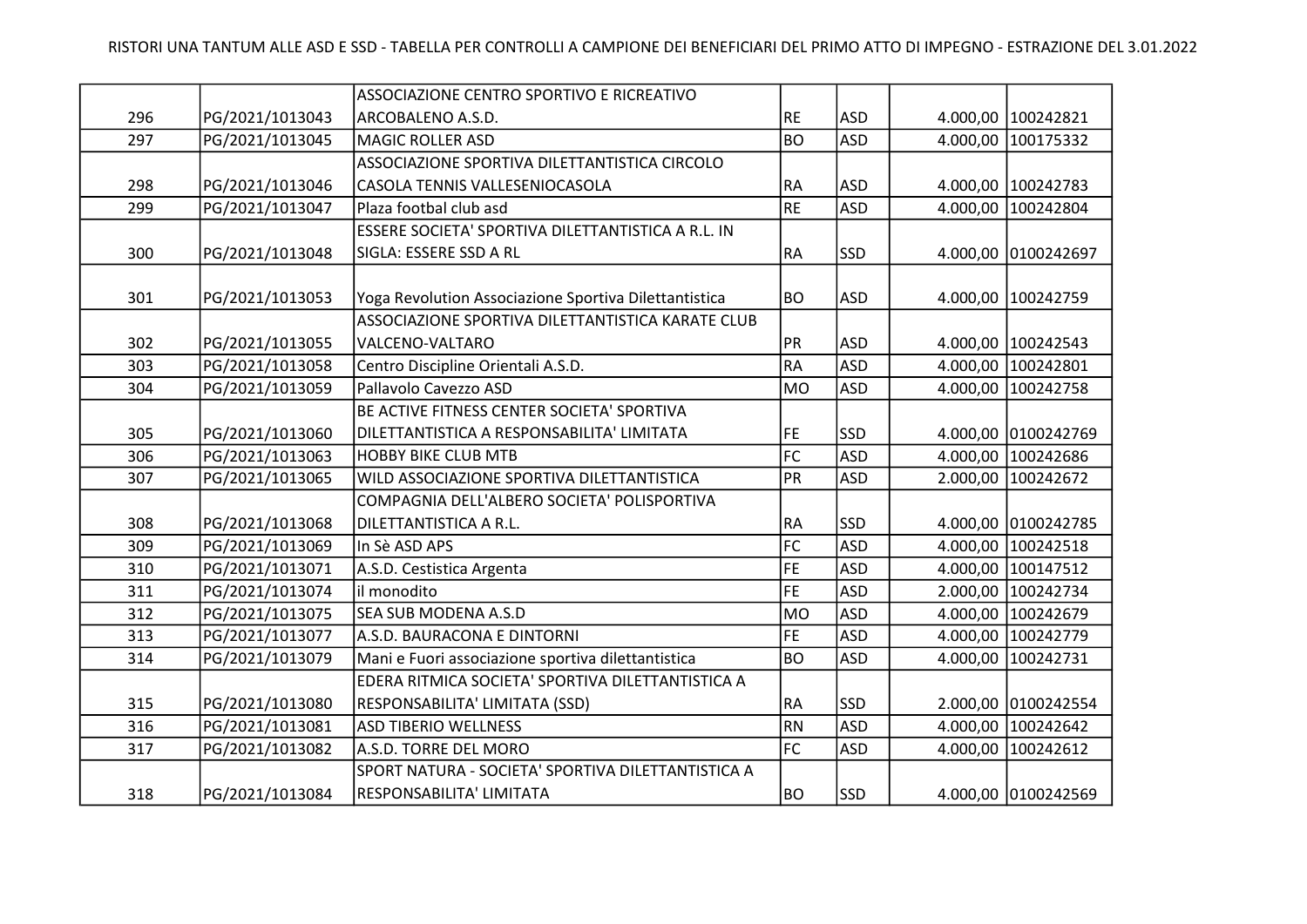RISTORI UNA TANTUM ALLE ASD E SSD - TABELLA PER CONTROLLI A CAMPIONE DEI BENEFICIARI DEL PRIMO ATTO DI IMPEGNO - ESTRAZIONE DEL 3.01.2022

| | | | | | | |
|---|---|---|---|---|---|---|
| 296 | PG/2021/1013043 | ASSOCIAZIONE CENTRO SPORTIVO E RICREATIVO ARCOBALENO A.S.D. | RE | ASD | 4.000,00 | 100242821 |
| 297 | PG/2021/1013045 | MAGIC ROLLER ASD | BO | ASD | 4.000,00 | 100175332 |
| 298 | PG/2021/1013046 | ASSOCIAZIONE SPORTIVA DILETTANTISTICA CIRCOLO CASOLA TENNIS VALLESENIOCASOLA | RA | ASD | 4.000,00 | 100242783 |
| 299 | PG/2021/1013047 | Plaza footbal club asd | RE | ASD | 4.000,00 | 100242804 |
| 300 | PG/2021/1013048 | ESSERE SOCIETA' SPORTIVA DILETTANTISTICA A R.L. IN SIGLA: ESSERE SSD A RL | RA | SSD | 4.000,00 | 0100242697 |
| 301 | PG/2021/1013053 | Yoga Revolution Associazione Sportiva Dilettantistica | BO | ASD | 4.000,00 | 100242759 |
| 302 | PG/2021/1013055 | ASSOCIAZIONE SPORTIVA DILETTANTISTICA KARATE CLUB VALCENO-VALTARO | PR | ASD | 4.000,00 | 100242543 |
| 303 | PG/2021/1013058 | Centro Discipline Orientali A.S.D. | RA | ASD | 4.000,00 | 100242801 |
| 304 | PG/2021/1013059 | Pallavolo Cavezzo ASD | MO | ASD | 4.000,00 | 100242758 |
| 305 | PG/2021/1013060 | BE ACTIVE FITNESS CENTER SOCIETA' SPORTIVA DILETTANTISTICA A RESPONSABILITA' LIMITATA | FE | SSD | 4.000,00 | 0100242769 |
| 306 | PG/2021/1013063 | HOBBY BIKE CLUB MTB | FC | ASD | 4.000,00 | 100242686 |
| 307 | PG/2021/1013065 | WILD ASSOCIAZIONE SPORTIVA DILETTANTISTICA | PR | ASD | 2.000,00 | 100242672 |
| 308 | PG/2021/1013068 | COMPAGNIA DELL'ALBERO SOCIETA' POLISPORTIVA DILETTANTISTICA A R.L. | RA | SSD | 4.000,00 | 0100242785 |
| 309 | PG/2021/1013069 | In Sè ASD APS | FC | ASD | 4.000,00 | 100242518 |
| 310 | PG/2021/1013071 | A.S.D. Cestistica Argenta | FE | ASD | 4.000,00 | 100147512 |
| 311 | PG/2021/1013074 | il monodito | FE | ASD | 2.000,00 | 100242734 |
| 312 | PG/2021/1013075 | SEA SUB MODENA A.S.D | MO | ASD | 4.000,00 | 100242679 |
| 313 | PG/2021/1013077 | A.S.D. BAURACONA E DINTORNI | FE | ASD | 4.000,00 | 100242779 |
| 314 | PG/2021/1013079 | Mani e Fuori associazione sportiva dilettantistica | BO | ASD | 4.000,00 | 100242731 |
| 315 | PG/2021/1013080 | EDERA RITMICA SOCIETA' SPORTIVA DILETTANTISTICA A RESPONSABILITA' LIMITATA (SSD) | RA | SSD | 2.000,00 | 0100242554 |
| 316 | PG/2021/1013081 | ASD TIBERIO WELLNESS | RN | ASD | 4.000,00 | 100242642 |
| 317 | PG/2021/1013082 | A.S.D. TORRE DEL MORO | FC | ASD | 4.000,00 | 100242612 |
| 318 | PG/2021/1013084 | SPORT NATURA - SOCIETA' SPORTIVA DILETTANTISTICA A RESPONSABILITA' LIMITATA | BO | SSD | 4.000,00 | 0100242569 |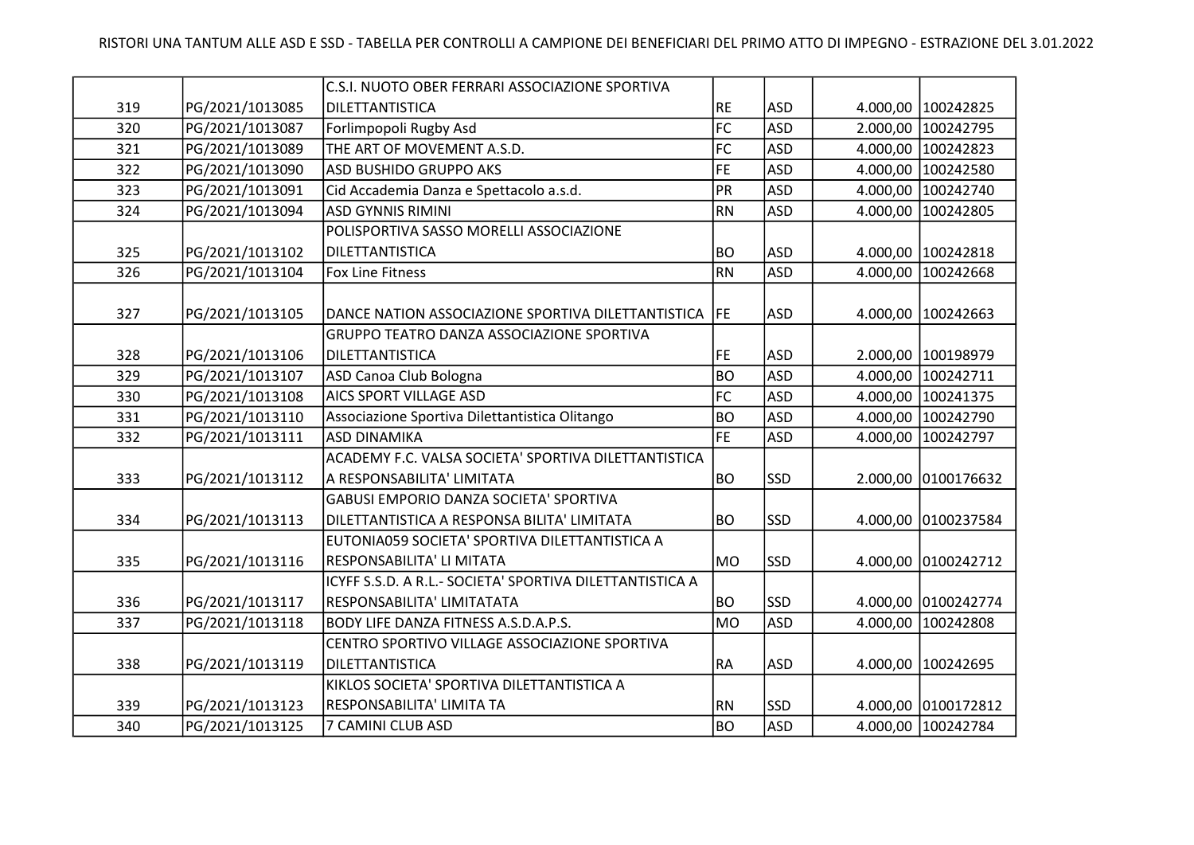RISTORI UNA TANTUM ALLE ASD E SSD - TABELLA PER CONTROLLI A CAMPIONE DEI BENEFICIARI DEL PRIMO ATTO DI IMPEGNO - ESTRAZIONE DEL 3.01.2022

| | | | | | | |
|---|---|---|---|---|---|---|
| 319 | PG/2021/1013085 | C.S.I. NUOTO OBER FERRARI ASSOCIAZIONE SPORTIVA DILETTANTISTICA | RE | ASD | 4.000,00 | 100242825 |
| 320 | PG/2021/1013087 | Forlimpopoli Rugby Asd | FC | ASD | 2.000,00 | 100242795 |
| 321 | PG/2021/1013089 | THE ART OF MOVEMENT A.S.D. | FC | ASD | 4.000,00 | 100242823 |
| 322 | PG/2021/1013090 | ASD BUSHIDO GRUPPO AKS | FE | ASD | 4.000,00 | 100242580 |
| 323 | PG/2021/1013091 | Cid Accademia Danza e Spettacolo a.s.d. | PR | ASD | 4.000,00 | 100242740 |
| 324 | PG/2021/1013094 | ASD GYNNIS RIMINI | RN | ASD | 4.000,00 | 100242805 |
| 325 | PG/2021/1013102 | POLISPORTIVA SASSO MORELLI ASSOCIAZIONE DILETTANTISTICA | BO | ASD | 4.000,00 | 100242818 |
| 326 | PG/2021/1013104 | Fox Line Fitness | RN | ASD | 4.000,00 | 100242668 |
| 327 | PG/2021/1013105 | DANCE NATION ASSOCIAZIONE SPORTIVA DILETTANTISTICA | FE | ASD | 4.000,00 | 100242663 |
| 328 | PG/2021/1013106 | GRUPPO TEATRO DANZA ASSOCIAZIONE SPORTIVA DILETTANTISTICA | FE | ASD | 2.000,00 | 100198979 |
| 329 | PG/2021/1013107 | ASD Canoa Club Bologna | BO | ASD | 4.000,00 | 100242711 |
| 330 | PG/2021/1013108 | AICS SPORT VILLAGE ASD | FC | ASD | 4.000,00 | 100241375 |
| 331 | PG/2021/1013110 | Associazione Sportiva Dilettantistica Olitango | BO | ASD | 4.000,00 | 100242790 |
| 332 | PG/2021/1013111 | ASD DINAMIKA | FE | ASD | 4.000,00 | 100242797 |
| 333 | PG/2021/1013112 | ACADEMY F.C. VALSA SOCIETA' SPORTIVA DILETTANTISTICA A RESPONSABILITA' LIMITATA | BO | SSD | 2.000,00 | 0100176632 |
| 334 | PG/2021/1013113 | GABUSI EMPORIO DANZA SOCIETA' SPORTIVA DILETTANTISTICA A RESPONSA BILITA' LIMITATA | BO | SSD | 4.000,00 | 0100237584 |
| 335 | PG/2021/1013116 | EUTONIA059 SOCIETA' SPORTIVA DILETTANTISTICA A RESPONSABILITA' LI MITATA | MO | SSD | 4.000,00 | 0100242712 |
| 336 | PG/2021/1013117 | ICYFF S.S.D. A R.L.- SOCIETA' SPORTIVA DILETTANTISTICA A RESPONSABILITA' LIMITATATA | BO | SSD | 4.000,00 | 0100242774 |
| 337 | PG/2021/1013118 | BODY LIFE DANZA FITNESS A.S.D.A.P.S. | MO | ASD | 4.000,00 | 100242808 |
| 338 | PG/2021/1013119 | CENTRO SPORTIVO VILLAGE ASSOCIAZIONE SPORTIVA DILETTANTISTICA | RA | ASD | 4.000,00 | 100242695 |
| 339 | PG/2021/1013123 | KIKLOS SOCIETA' SPORTIVA DILETTANTISTICA A RESPONSABILITA' LIMITA TA | RN | SSD | 4.000,00 | 0100172812 |
| 340 | PG/2021/1013125 | 7 CAMINI CLUB ASD | BO | ASD | 4.000,00 | 100242784 |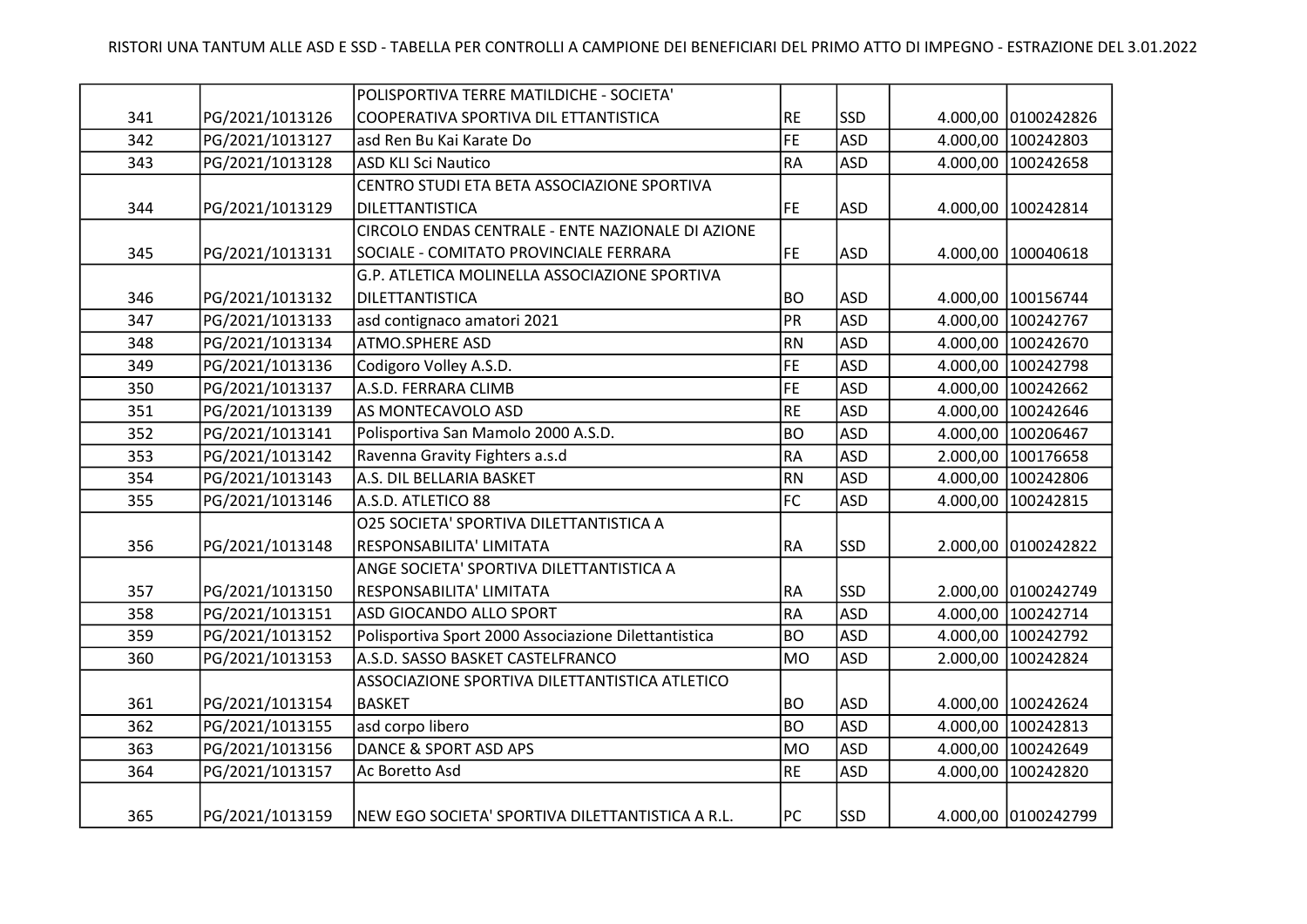RISTORI UNA TANTUM ALLE ASD E SSD - TABELLA PER CONTROLLI A CAMPIONE DEI BENEFICIARI DEL PRIMO ATTO DI IMPEGNO - ESTRAZIONE DEL 3.01.2022

| | | | | | | |
|---|---|---|---|---|---|---|
| 341 | PG/2021/1013126 | POLISPORTIVA TERRE MATILDICHE - SOCIETA' COOPERATIVA SPORTIVA DIL ETTANTISTICA | RE | SSD | 4.000,00 | 0100242826 |
| 342 | PG/2021/1013127 | asd Ren Bu Kai Karate Do | FE | ASD | 4.000,00 | 100242803 |
| 343 | PG/2021/1013128 | ASD KLI Sci Nautico | RA | ASD | 4.000,00 | 100242658 |
| 344 | PG/2021/1013129 | CENTRO STUDI ETA BETA ASSOCIAZIONE SPORTIVA DILETTANTISTICA | FE | ASD | 4.000,00 | 100242814 |
| 345 | PG/2021/1013131 | CIRCOLO ENDAS CENTRALE - ENTE NAZIONALE DI AZIONE SOCIALE - COMITATO PROVINCIALE FERRARA | FE | ASD | 4.000,00 | 100040618 |
| 346 | PG/2021/1013132 | G.P. ATLETICA MOLINELLA ASSOCIAZIONE SPORTIVA DILETTANTISTICA | BO | ASD | 4.000,00 | 100156744 |
| 347 | PG/2021/1013133 | asd contignaco amatori 2021 | PR | ASD | 4.000,00 | 100242767 |
| 348 | PG/2021/1013134 | ATMO.SPHERE ASD | RN | ASD | 4.000,00 | 100242670 |
| 349 | PG/2021/1013136 | Codigoro Volley A.S.D. | FE | ASD | 4.000,00 | 100242798 |
| 350 | PG/2021/1013137 | A.S.D. FERRARA CLIMB | FE | ASD | 4.000,00 | 100242662 |
| 351 | PG/2021/1013139 | AS MONTECAVOLO ASD | RE | ASD | 4.000,00 | 100242646 |
| 352 | PG/2021/1013141 | Polisportiva San Mamolo 2000 A.S.D. | BO | ASD | 4.000,00 | 100206467 |
| 353 | PG/2021/1013142 | Ravenna Gravity Fighters a.s.d | RA | ASD | 2.000,00 | 100176658 |
| 354 | PG/2021/1013143 | A.S. DIL BELLARIA BASKET | RN | ASD | 4.000,00 | 100242806 |
| 355 | PG/2021/1013146 | A.S.D. ATLETICO 88 | FC | ASD | 4.000,00 | 100242815 |
| 356 | PG/2021/1013148 | O25 SOCIETA' SPORTIVA DILETTANTISTICA A RESPONSABILITA' LIMITATA | RA | SSD | 2.000,00 | 0100242822 |
| 357 | PG/2021/1013150 | ANGE SOCIETA' SPORTIVA DILETTANTISTICA A RESPONSABILITA' LIMITATA | RA | SSD | 2.000,00 | 0100242749 |
| 358 | PG/2021/1013151 | ASD GIOCANDO ALLO SPORT | RA | ASD | 4.000,00 | 100242714 |
| 359 | PG/2021/1013152 | Polisportiva Sport 2000 Associazione Dilettantistica | BO | ASD | 4.000,00 | 100242792 |
| 360 | PG/2021/1013153 | A.S.D. SASSO BASKET CASTELFRANCO | MO | ASD | 2.000,00 | 100242824 |
| 361 | PG/2021/1013154 | ASSOCIAZIONE SPORTIVA DILETTANTISTICA ATLETICO BASKET | BO | ASD | 4.000,00 | 100242624 |
| 362 | PG/2021/1013155 | asd corpo libero | BO | ASD | 4.000,00 | 100242813 |
| 363 | PG/2021/1013156 | DANCE & SPORT ASD APS | MO | ASD | 4.000,00 | 100242649 |
| 364 | PG/2021/1013157 | Ac Boretto Asd | RE | ASD | 4.000,00 | 100242820 |
| 365 | PG/2021/1013159 | NEW EGO SOCIETA' SPORTIVA DILETTANTISTICA A R.L. | PC | SSD | 4.000,00 | 0100242799 |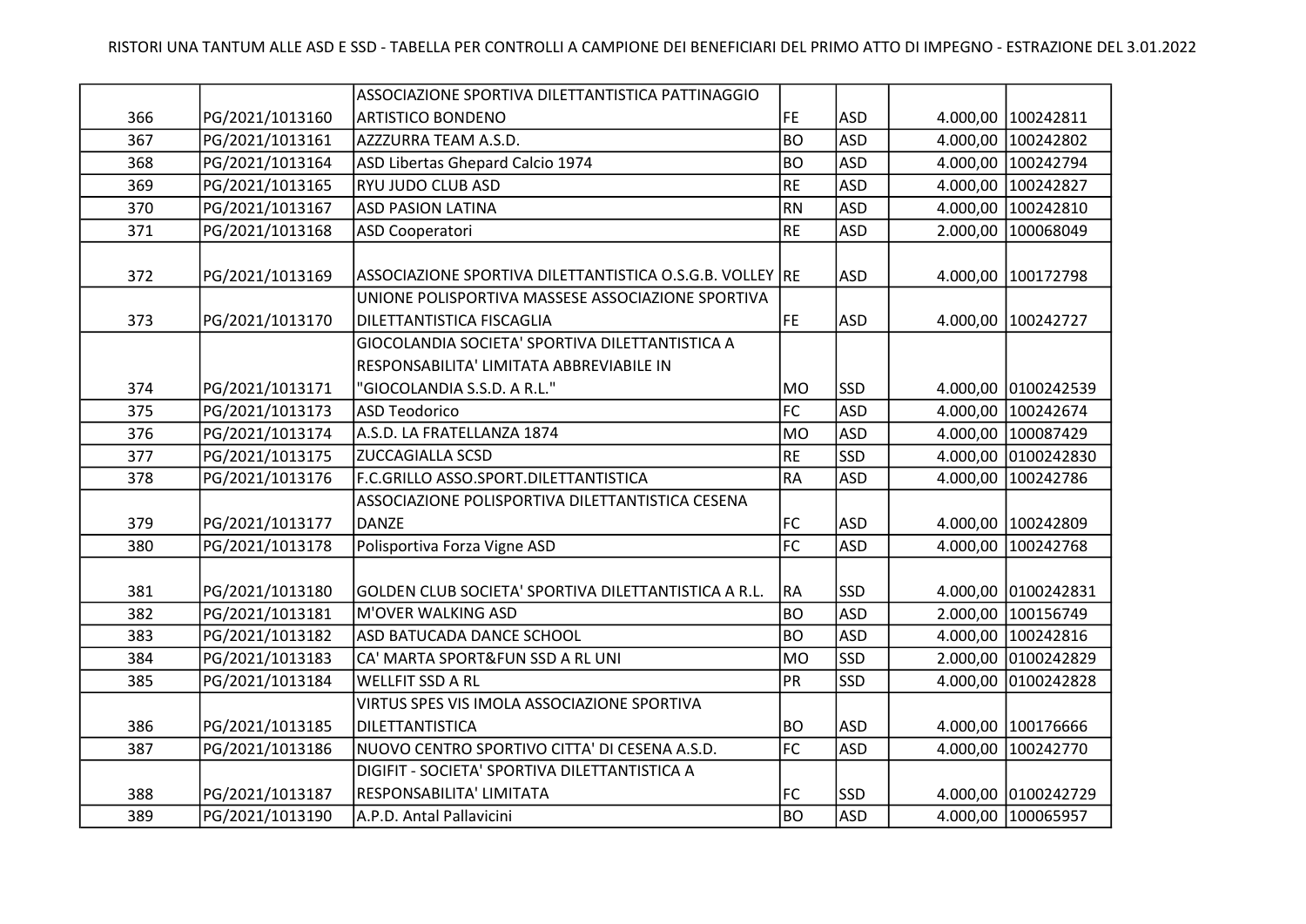| 366 | PG/2021/1013160 | ASSOCIAZIONE SPORTIVA DILETTANTISTICA PATTINAGGIO ARTISTICO BONDENO | FE | ASD | 4.000,00 | 100242811 |
|---|---|---|---|---|---|---|
| 367 | PG/2021/1013161 | AZZZURRA TEAM A.S.D. | BO | ASD | 4.000,00 | 100242802 |
| 368 | PG/2021/1013164 | ASD Libertas Ghepard Calcio 1974 | BO | ASD | 4.000,00 | 100242794 |
| 369 | PG/2021/1013165 | RYU JUDO CLUB ASD | RE | ASD | 4.000,00 | 100242827 |
| 370 | PG/2021/1013167 | ASD PASION LATINA | RN | ASD | 4.000,00 | 100242810 |
| 371 | PG/2021/1013168 | ASD Cooperatori | RE | ASD | 2.000,00 | 100068049 |
| 372 | PG/2021/1013169 | ASSOCIAZIONE SPORTIVA DILETTANTISTICA O.S.G.B. VOLLEY | RE | ASD | 4.000,00 | 100172798 |
| 373 | PG/2021/1013170 | UNIONE POLISPORTIVA MASSESE ASSOCIAZIONE SPORTIVA DILETTANTISTICA FISCAGLIA | FE | ASD | 4.000,00 | 100242727 |
| 374 | PG/2021/1013171 | GIOCOLANDIA SOCIETA' SPORTIVA DILETTANTISTICA A RESPONSABILITA' LIMITATA ABBREVIABILE IN "GIOCOLANDIA S.S.D. A R.L." | MO | SSD | 4.000,00 | 0100242539 |
| 375 | PG/2021/1013173 | ASD Teodorico | FC | ASD | 4.000,00 | 100242674 |
| 376 | PG/2021/1013174 | A.S.D. LA FRATELLANZA 1874 | MO | ASD | 4.000,00 | 100087429 |
| 377 | PG/2021/1013175 | ZUCCAGIALLA SCSD | RE | SSD | 4.000,00 | 0100242830 |
| 378 | PG/2021/1013176 | F.C.GRILLO ASSO.SPORT.DILETTANTISTICA | RA | ASD | 4.000,00 | 100242786 |
| 379 | PG/2021/1013177 | ASSOCIAZIONE POLISPORTIVA DILETTANTISTICA CESENA DANZE | FC | ASD | 4.000,00 | 100242809 |
| 380 | PG/2021/1013178 | Polisportiva Forza Vigne ASD | FC | ASD | 4.000,00 | 100242768 |
| 381 | PG/2021/1013180 | GOLDEN CLUB SOCIETA' SPORTIVA DILETTANTISTICA A R.L. | RA | SSD | 4.000,00 | 0100242831 |
| 382 | PG/2021/1013181 | M'OVER WALKING ASD | BO | ASD | 2.000,00 | 100156749 |
| 383 | PG/2021/1013182 | ASD BATUCADA DANCE SCHOOL | BO | ASD | 4.000,00 | 100242816 |
| 384 | PG/2021/1013183 | CA' MARTA SPORT&FUN SSD A RL UNI | MO | SSD | 2.000,00 | 0100242829 |
| 385 | PG/2021/1013184 | WELLFIT SSD A RL | PR | SSD | 4.000,00 | 0100242828 |
| 386 | PG/2021/1013185 | VIRTUS SPES VIS IMOLA ASSOCIAZIONE SPORTIVA DILETTANTISTICA | BO | ASD | 4.000,00 | 100176666 |
| 387 | PG/2021/1013186 | NUOVO CENTRO SPORTIVO CITTA' DI CESENA A.S.D. | FC | ASD | 4.000,00 | 100242770 |
| 388 | PG/2021/1013187 | DIGIFIT - SOCIETA' SPORTIVA DILETTANTISTICA A RESPONSABILITA' LIMITATA | FC | SSD | 4.000,00 | 0100242729 |
| 389 | PG/2021/1013190 | A.P.D. Antal Pallavicini | BO | ASD | 4.000,00 | 100065957 |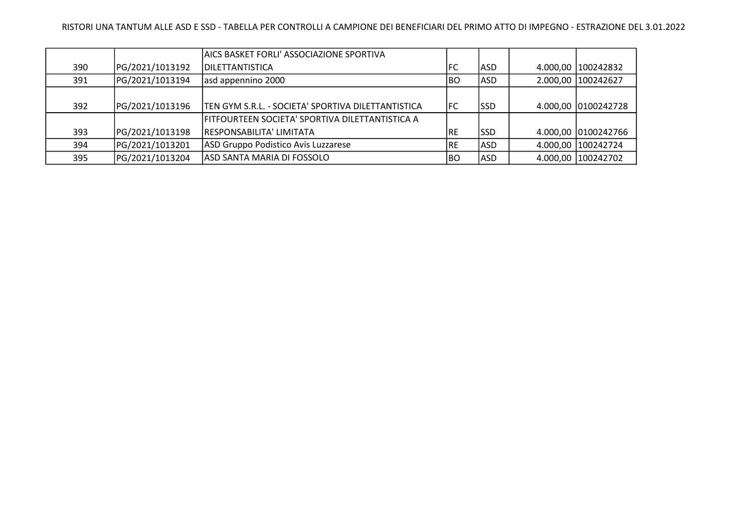| | | | | | | |
|---|---|---|---|---|---|---|
| 390 | PG/2021/1013192 | AICS BASKET FORLI' ASSOCIAZIONE SPORTIVA DILETTANTISTICA | FC | ASD | 4.000,00 | 100242832 |
| 391 | PG/2021/1013194 | asd appennino 2000 | BO | ASD | 2.000,00 | 100242627 |
| 392 | PG/2021/1013196 | TEN GYM S.R.L. - SOCIETA' SPORTIVA DILETTANTISTICA | FC | SSD | 4.000,00 | 0100242728 |
| 393 | PG/2021/1013198 | FITFOURTEEN SOCIETA' SPORTIVA DILETTANTISTICA A RESPONSABILITA' LIMITATA | RE | SSD | 4.000,00 | 0100242766 |
| 394 | PG/2021/1013201 | ASD Gruppo Podistico Avis Luzzarese | RE | ASD | 4.000,00 | 100242724 |
| 395 | PG/2021/1013204 | ASD SANTA MARIA DI FOSSOLO | BO | ASD | 4.000,00 | 100242702 |